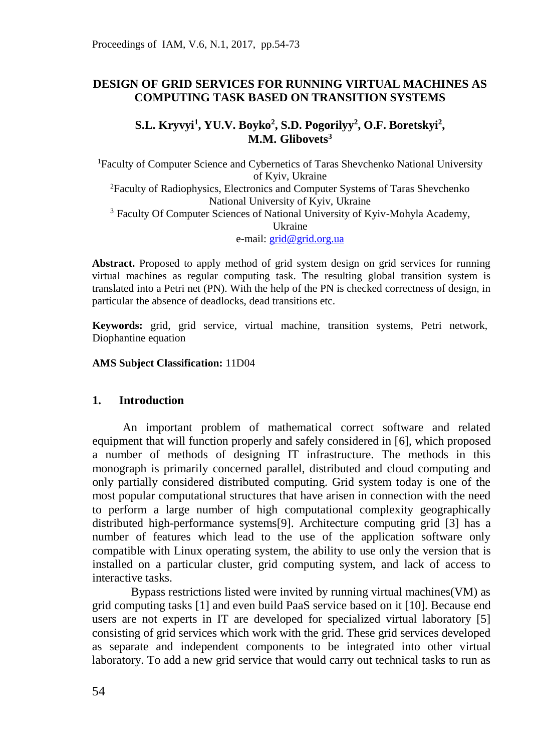# DESIGN OF GRID SERVICES FOR RUNNING VIRTUAL MACHINES AS COMPUTING TASK BASED ON TRANSITION SYSTEMS

**S.L. Kryvyi[1], YU.V. Boyko[2], S.D. Pogorilyy[2], O.F. Boretskyi[2], M.M. Glibovets[3]**

[1]Faculty of Computer Science and Cybernetics of Taras Shevchenko National University of Kyiv, Ukraine
[2]Faculty of Radiophysics, Electronics and Computer Systems of Taras Shevchenko National University of Kyiv, Ukraine
[3] Faculty Of Computer Sciences of National University of Kyiv-Mohyla Academy, Ukraine
e-mail: grid@grid.org.ua

**Abstract.** Proposed to apply method of grid system design on grid services for running virtual machines as regular computing task. The resulting global transition system is translated into a Petri net (PN). With the help of the PN is checked correctness of design, in particular the absence of deadlocks, dead transitions etc.

**Keywords:** grid, grid service, virtual machine, transition systems, Petri network, Diophantine equation

**AMS Subject Classification:** 11D04

## 1. Introduction

An important problem of mathematical correct software and related equipment that will function properly and safely considered in [6], which proposed a number of methods of designing IT infrastructure. The methods in this monograph is primarily concerned parallel, distributed and cloud computing and only partially considered distributed computing. Grid system today is one of the most popular computational structures that have arisen in connection with the need to perform a large number of high computational complexity geographically distributed high-performance systems[9]. Architecture computing grid [3] has a number of features which lead to the use of the application software only compatible with Linux operating system, the ability to use only the version that is installed on a particular cluster, grid computing system, and lack of access to interactive tasks.

Bypass restrictions listed were invited by running virtual machines(VM) as grid computing tasks [1] and even build PaaS service based on it [10]. Because end users are not experts in IT are developed for specialized virtual laboratory [5] consisting of grid services which work with the grid. These grid services developed as separate and independent components to be integrated into other virtual laboratory. To add a new grid service that would carry out technical tasks to run as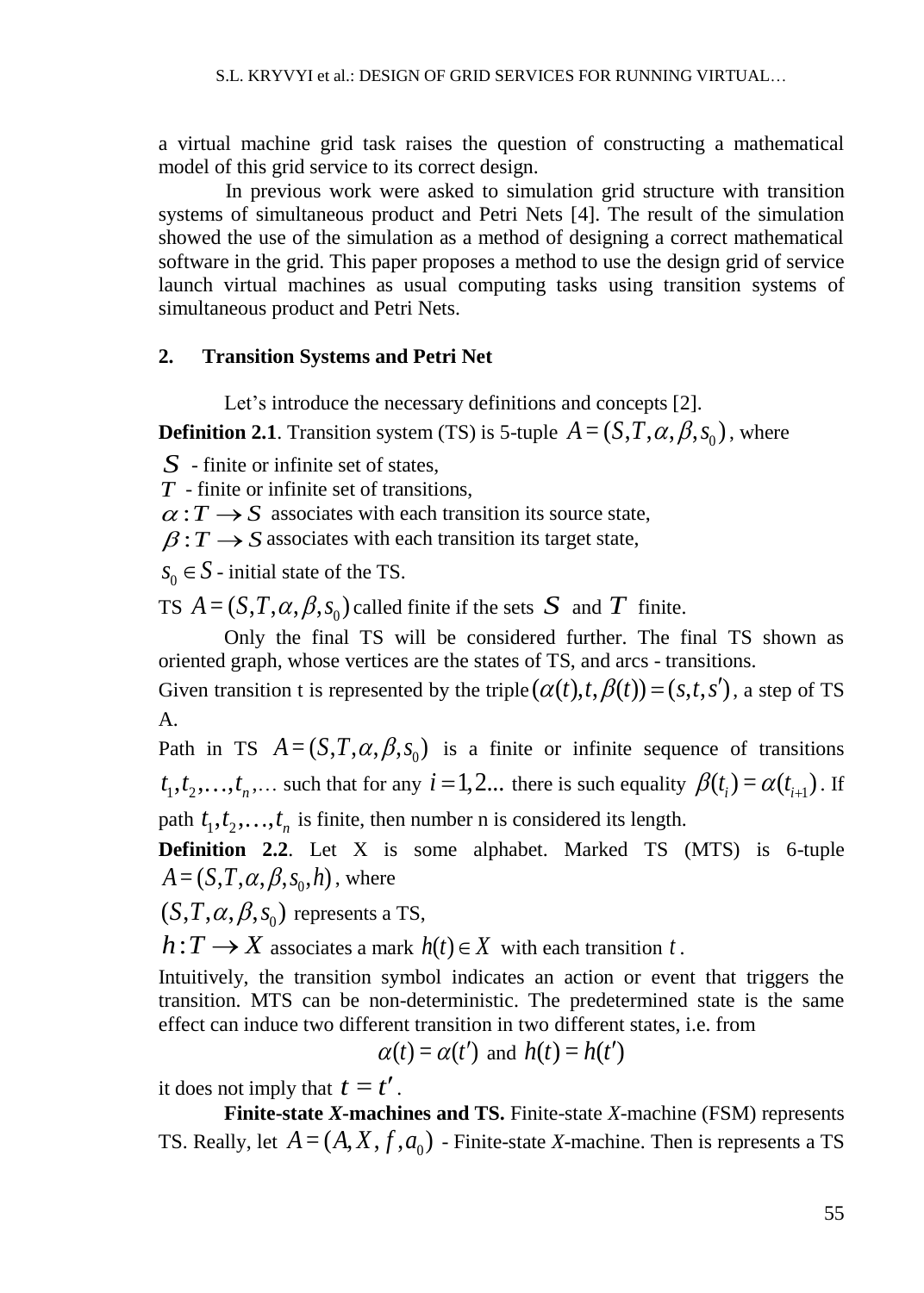a virtual machine grid task raises the question of constructing a mathematical model of this grid service to its correct design.

In previous work were asked to simulation grid structure with transition systems of simultaneous product and Petri Nets [4]. The result of the simulation showed the use of the simulation as a method of designing a correct mathematical software in the grid. This paper proposes a method to use the design grid of service launch virtual machines as usual computing tasks using transition systems of simultaneous product and Petri Nets.

## 2. Transition Systems and Petri Net

Let's introduce the necessary definitions and concepts [2].

**Definition 2.1**. Transition system (TS) is 5-tuple $A=(S,T,\alpha,\beta,s_0)$, where

$S$ - finite or infinite set of states,

$T$ - finite or infinite set of transitions,

$\alpha : T \to S$ associates with each transition its source state,

$\beta : T \to S$ associates with each transition its target state,

$s_0 \in S$ - initial state of the TS.

TS $A=(S,T,\alpha,\beta,s_0)$ called finite if the sets $S$ and $T$ finite.

Only the final TS will be considered further. The final TS shown as oriented graph, whose vertices are the states of TS, and arcs - transitions.

Given transition t is represented by the triple $(\alpha(t), t, \beta(t)) = (s, t, s')$, a step of TS A.

Path in TS $A=(S,T,\alpha,\beta,s_0)$ is a finite or infinite sequence of transitions $t_1, t_2, \ldots, t_n, \ldots$ such that for any $i = 1,2...$ there is such equality $\beta(t_i) = \alpha(t_{i+1})$. If path $t_1, t_2, \ldots, t_n$ is finite, then number n is considered its length.

**Definition 2.2**. Let X is some alphabet. Marked TS (MTS) is 6-tuple $A=(S,T,\alpha,\beta,s_0,h)$, where

$(S,T,\alpha,\beta,s_0)$ represents a TS,

$h : T \to X$ associates a mark $h(t) \in X$ with each transition $t$.

Intuitively, the transition symbol indicates an action or event that triggers the transition. MTS can be non-deterministic. The predetermined state is the same effect can induce two different transition in two different states, i.e. from

$$\alpha(t) = \alpha(t') \text{ and } h(t) = h(t')$$

it does not imply that $t = t'$.

**Finite-state *X*-machines and TS.** Finite-state *X*-machine (FSM) represents TS. Really, let $A = (A, X, f, a_0)$ - Finite-state *X*-machine. Then is represents a TS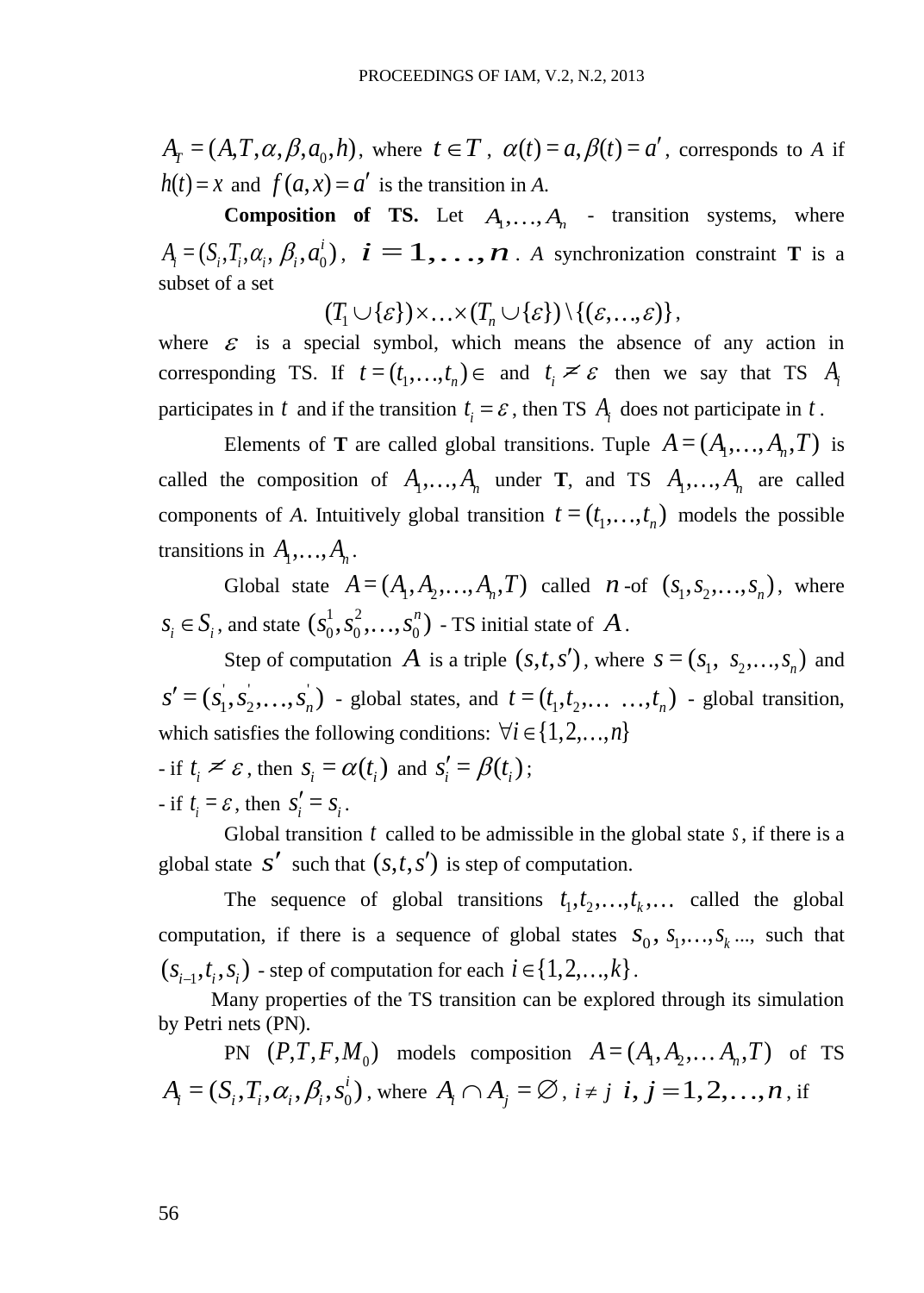$A_T = (A, T, \alpha, \beta, a_0, h)$, where $t \in T$, $\alpha(t) = a, \beta(t) = a'$, corresponds to *A* if $h(t) = x$ and $f(a, x) = a'$ is the transition in *A*.

**Composition of TS.** Let $A_1, \ldots, A_n$ - transition systems, where $A_i = (S_i, T_i, \alpha_i, \beta_i, a_0^i)$, $i = 1, \ldots, n$. *A* synchronization constraint **T** is a subset of a set

$$(T_1 \cup \{\varepsilon\}) \times \ldots \times (T_n \cup \{\varepsilon\}) \setminus \{(\varepsilon, \ldots, \varepsilon)\},$$

where $\varepsilon$ is a special symbol, which means the absence of any action in corresponding TS. If $t = (t_1, \ldots, t_n) \in$ and $t_i \neq \varepsilon$ then we say that TS $A_i$ participates in $t$ and if the transition $t_i = \varepsilon$, then TS $A_i$ does not participate in $t$.

Elements of **T** are called global transitions. Tuple $A = (A_1, \ldots, A_n, T)$ is called the composition of $A_1, \ldots, A_n$ under **T**, and TS $A_1, \ldots, A_n$ are called components of *A*. Intuitively global transition $t = (t_1, \ldots, t_n)$ models the possible transitions in $A_1, \ldots, A_n$.

Global state $A = (A_1, A_2, \ldots, A_n, T)$ called $n$-of $(s_1, s_2, \ldots, s_n)$, where $s_i \in S_i$, and state $(s_0^1, s_0^2, \ldots, s_0^n)$ - TS initial state of $A$.

Step of computation $A$ is a triple $(s, t, s')$, where $s = (s_1, s_2, \ldots, s_n)$ and $s' = (s_1', s_2', \ldots, s_n')$ - global states, and $t = (t_1, t_2, \ldots \ldots, t_n)$ - global transition, which satisfies the following conditions: $\forall i \in \{1, 2, \ldots, n\}$

- if $t_i \neq \varepsilon$, then $s_i = \alpha(t_i)$ and $s_i' = \beta(t_i)$;
- if $t_i = \varepsilon$, then $s_i' = s_i$.

Global transition $t$ called to be admissible in the global state $s$, if there is a global state $s'$ such that $(s, t, s')$ is step of computation.

The sequence of global transitions $t_1, t_2, \ldots, t_k, \ldots$ called the global computation, if there is a sequence of global states $s_0, s_1, \ldots, s_k$ ...., such that $(s_{i-1}, t_i, s_i)$ - step of computation for each $i \in \{1, 2, \ldots, k\}$.

Many properties of the TS transition can be explored through its simulation by Petri nets (PN).

PN $(P, T, F, M_0)$ models composition $A = (A_1, A_2, \ldots A_n, T)$ of TS $A_i = (S_i, T_i, \alpha_i, \beta_i, s_0^i)$, where $A_i \cap A_j = \varnothing$, $i \neq j$ $i, j = 1, 2, \ldots, n$, if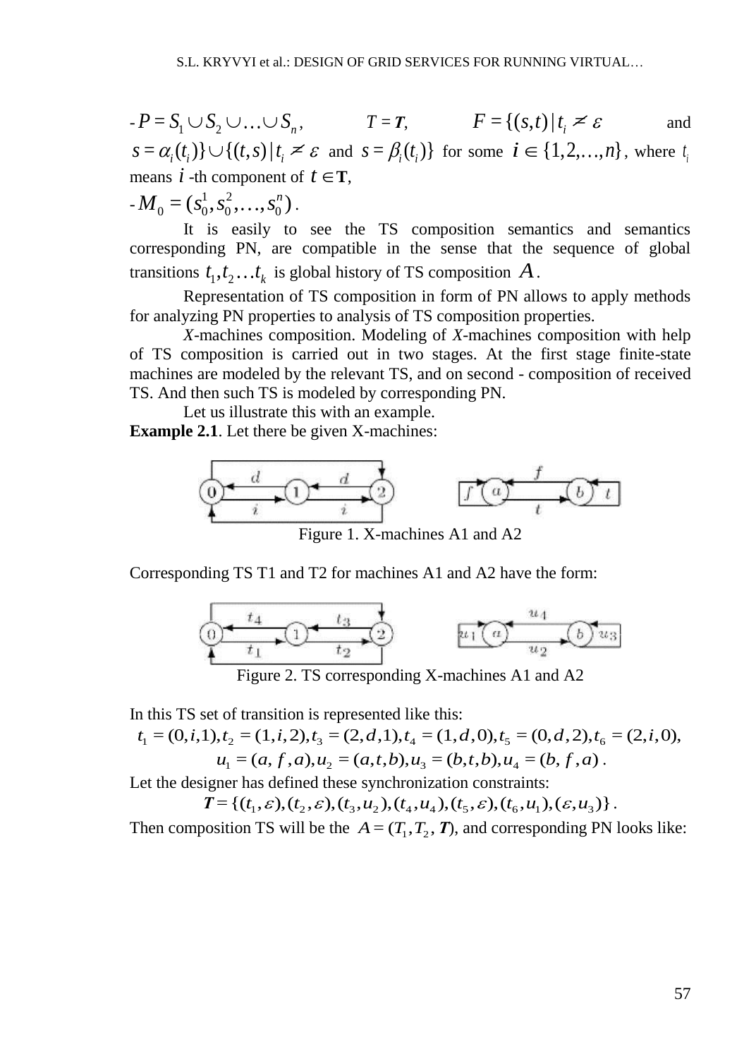- $P = S_1 \cup S_2 \cup \ldots \cup S_n$, $T = \boldsymbol{T}$, $F = \{(s,t) \mid t_i \neq \varepsilon$ and $s = \alpha_i(t_i)\} \cup \{(t,s) \mid t_i \neq \varepsilon$ and $s = \beta_i(t_i)\}$ for some $i \in \{1,2,\ldots,n\}$, where $t_i$ means $i$ -th component of $t \in \mathbf{T}$,

- $M_0 = (s_0^1, s_0^2, \ldots, s_0^n)$.

It is easily to see the TS composition semantics and semantics corresponding PN, are compatible in the sense that the sequence of global transitions $t_1, t_2 \ldots t_k$ is global history of TS composition $A$.

Representation of TS composition in form of PN allows to apply methods for analyzing PN properties to analysis of TS composition properties.

*X*-machines composition. Modeling of *X*-machines composition with help of TS composition is carried out in two stages. At the first stage finite-state machines are modeled by the relevant TS, and on second - composition of received TS. And then such TS is modeled by corresponding PN.

Let us illustrate this with an example.

**Example 2.1**. Let there be given X-machines:

Figure 1. X-machines A1 and A2

Corresponding TS T1 and T2 for machines A1 and A2 have the form:

Figure 2. TS corresponding X-machines A1 and A2

In this TS set of transition is represented like this:

$$t_1 = (0,i,1), t_2 = (1,i,2), t_3 = (2,d,1), t_4 = (1,d,0), t_5 = (0,d,2), t_6 = (2,i,0),$$
$$u_1 = (a,f,a), u_2 = (a,t,b), u_3 = (b,t,b), u_4 = (b,f,a).$$

Let the designer has defined these synchronization constraints:

$$\boldsymbol{T} = \{(t_1,\varepsilon),(t_2,\varepsilon),(t_3,u_2),(t_4,u_4),(t_5,\varepsilon),(t_6,u_1),(\varepsilon,u_3)\}.$$

Then composition TS will be the $A = (T_1, T_2, \boldsymbol{T})$, and corresponding PN looks like: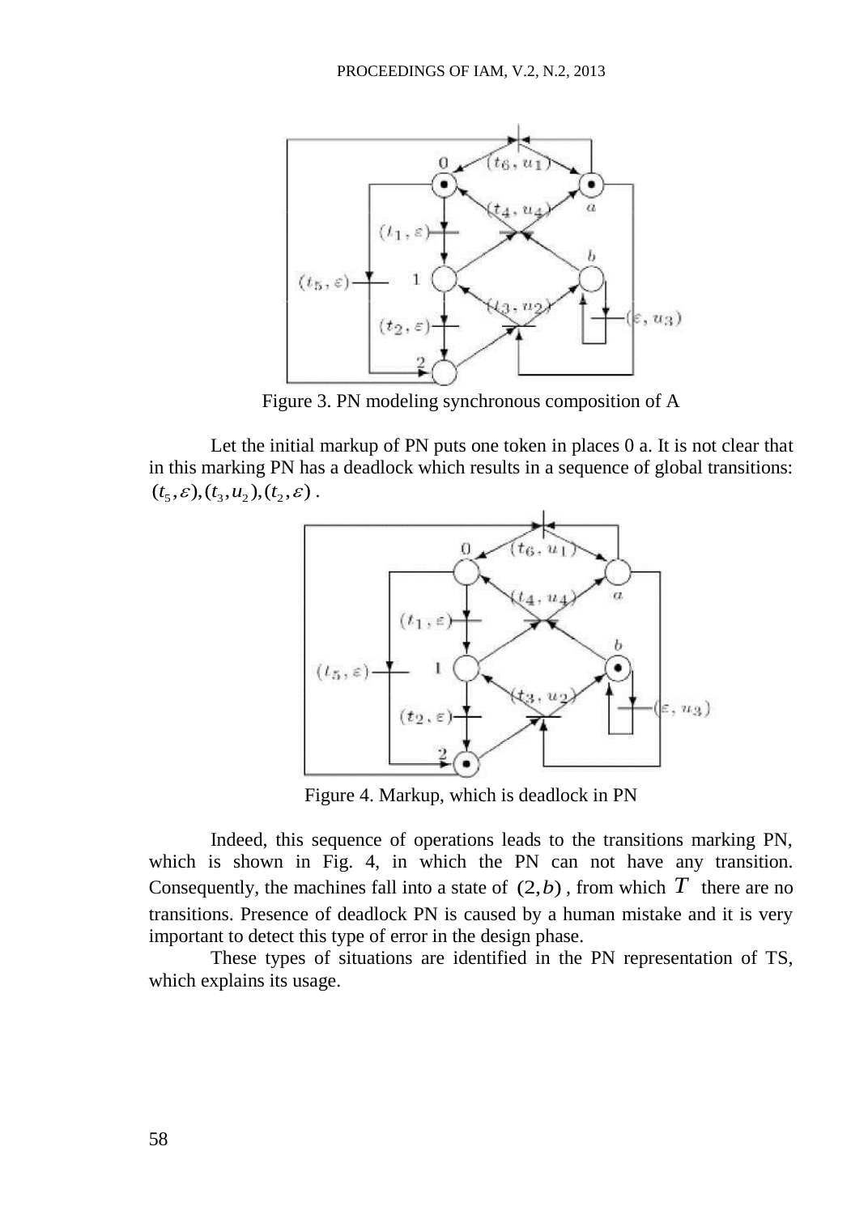Figure 3. PN modeling synchronous composition of A

Let the initial markup of PN puts one token in places 0 a. It is not clear that in this marking PN has a deadlock which results in a sequence of global transitions: $(t_5,\varepsilon),(t_3,u_2),(t_2,\varepsilon)$ .

Figure 4. Markup, which is deadlock in PN

Indeed, this sequence of operations leads to the transitions marking PN, which is shown in Fig. 4, in which the PN can not have any transition. Consequently, the machines fall into a state of $(2,b)$ , from which $T$ there are no transitions. Presence of deadlock PN is caused by a human mistake and it is very important to detect this type of error in the design phase.

These types of situations are identified in the PN representation of TS, which explains its usage.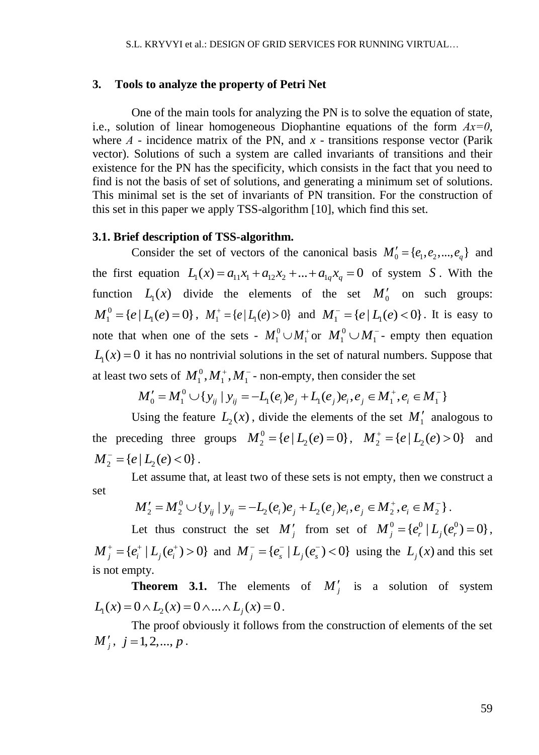## 3. Tools to analyze the property of Petri Net

One of the main tools for analyzing the PN is to solve the equation of state, i.e., solution of linear homogeneous Diophantine equations of the form $Ax=0$, where $A$ - incidence matrix of the PN, and $x$ - transitions response vector (Parik vector). Solutions of such a system are called invariants of transitions and their existence for the PN has the specificity, which consists in the fact that you need to find is not the basis of set of solutions, and generating a minimum set of solutions. This minimal set is the set of invariants of PN transition. For the construction of this set in this paper we apply TSS-algorithm [10], which find this set.

### 3.1. Brief description of TSS-algorithm.

Consider the set of vectors of the canonical basis $M_0' = \{e_1, e_2, ..., e_q\}$ and the first equation $L_1(x) = a_{11}x_1 + a_{12}x_2 + ... + a_{1q}x_q = 0$ of system $S$. With the function $L_1(x)$ divide the elements of the set $M_0'$ on such groups: $M_1^0 = \{e \mid L_1(e) = 0\}$, $M_1^+ = \{e \mid L_1(e) > 0\}$ and $M_1^- = \{e \mid L_1(e) < 0\}$. It is easy to note that when one of the sets - $M_1^0 \cup M_1^+$ or $M_1^0 \cup M_1^-$ - empty then equation $L_1(x) = 0$ it has no nontrivial solutions in the set of natural numbers. Suppose that at least two sets of $M_1^0, M_1^+, M_1^-$ - non-empty, then consider the set

$$M_0' = M_1^0 \cup \{y_{ij} \mid y_{ij} = -L_1(e_i)e_j + L_1(e_j)e_i, e_j \in M_1^+, e_i \in M_1^-\}$$

Using the feature $L_2(x)$, divide the elements of the set $M_1'$ analogous to the preceding three groups $M_2^0 = \{e \mid L_2(e) = 0\}$, $M_2^+ = \{e \mid L_2(e) > 0\}$ and $M_2^- = \{e \mid L_2(e) < 0\}$.

Let assume that, at least two of these sets is not empty, then we construct a set

$$M_2' = M_2^0 \cup \{y_{ij} \mid y_{ij} = -L_2(e_i)e_j + L_2(e_j)e_i, e_j \in M_2^+, e_i \in M_2^-\}.$$

Let thus construct the set $M_j'$ from set of $M_j^0 = \{e_r^0 \mid L_j(e_r^0) = 0\}$, $M_j^+ = \{e_i^+ \mid L_j(e_i^+) > 0\}$ and $M_j^- = \{e_s^- \mid L_j(e_s^-) < 0\}$ using the $L_j(x)$ and this set is not empty.

**Theorem 3.1.** The elements of $M_j'$ is a solution of system $L_1(x) = 0 \wedge L_2(x) = 0 \wedge ... \wedge L_j(x) = 0$.

The proof obviously it follows from the construction of elements of the set $M_j'$, $j = 1, 2, ..., p$.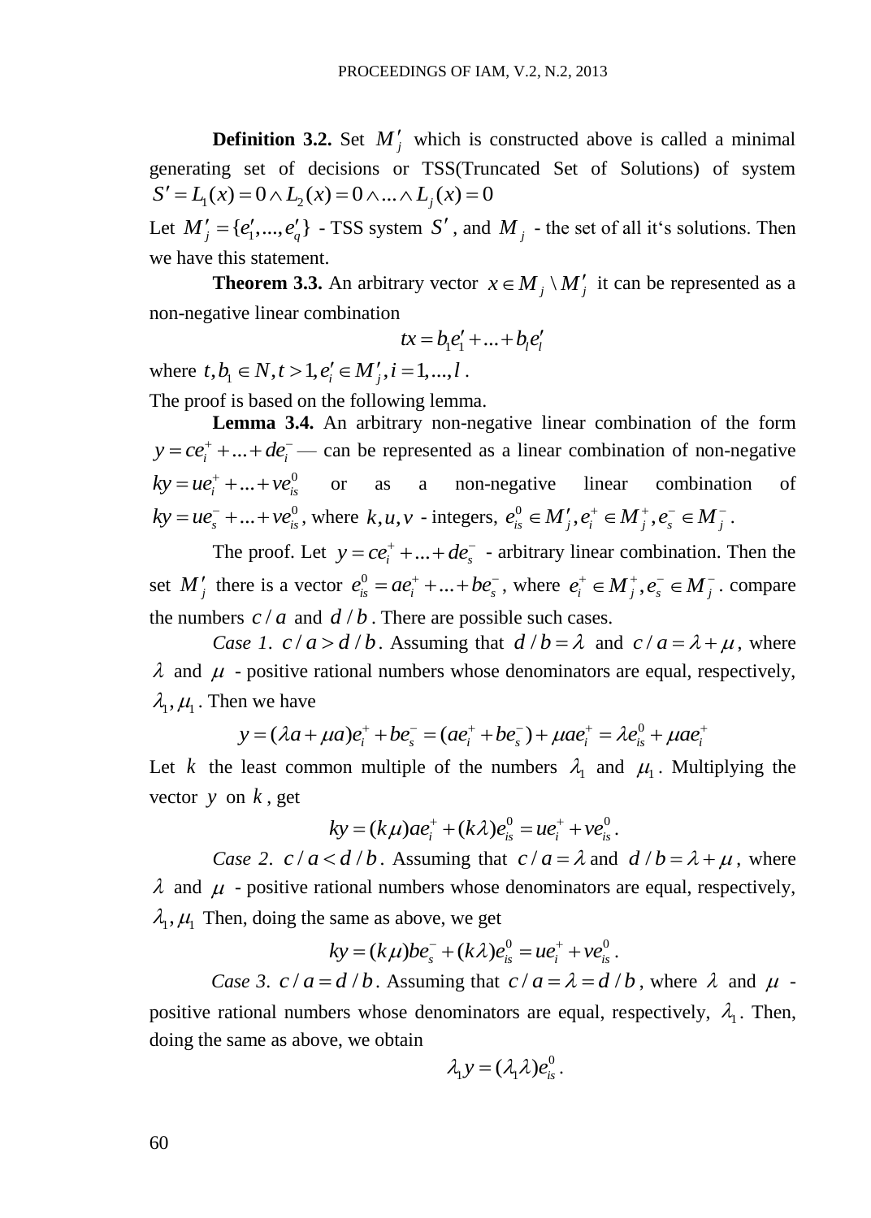**Definition 3.2.** Set $M'_j$ which is constructed above is called a minimal generating set of decisions or TSS(Truncated Set of Solutions) of system $S' = L_1(x) = 0 \wedge L_2(x) = 0 \wedge ... \wedge L_j(x) = 0$

Let $M'_j = \{e'_1, ..., e'_q\}$ - TSS system $S'$, and $M_j$ - the set of all it‘s solutions. Then we have this statement.

**Theorem 3.3.** An arbitrary vector $x \in M_j \setminus M'_j$ it can be represented as a non-negative linear combination

$$tx = b_1 e'_1 + ... + b_l e'_l$$

where $t, b_1 \in N, t > 1, e'_i \in M'_j, i = 1, ..., l$.

The proof is based on the following lemma.

**Lemma 3.4.** An arbitrary non-negative linear combination of the form $y = ce_i^+ + ... + de_i^-$ — can be represented as a linear combination of non-negative $ky = ue_i^+ + ... + ve_{is}^0$ or as a non-negative linear combination of $ky = ue_s^- + ... + ve_{is}^0$, where $k, u, v$ - integers, $e_{is}^0 \in M'_j, e_i^+ \in M_j^+, e_s^- \in M_j^-$.

The proof. Let $y = ce_i^+ + ... + de_s^-$ - arbitrary linear combination. Then the set $M'_j$ there is a vector $e_{is}^0 = ae_i^+ + ... + be_s^-$, where $e_i^+ \in M_j^+, e_s^- \in M_j^-$. compare the numbers $c/a$ and $d/b$. There are possible such cases.

*Case 1.* $c/a > d/b$. Assuming that $d/b = \lambda$ and $c/a = \lambda + \mu$, where $\lambda$ and $\mu$ - positive rational numbers whose denominators are equal, respectively, $\lambda_1, \mu_1$. Then we have

$$y = (\lambda a + \mu a)e_i^+ + be_s^- = (ae_i^+ + be_s^-) + \mu ae_i^+ = \lambda e_{is}^0 + \mu ae_i^+$$

Let $k$ the least common multiple of the numbers $\lambda_1$ and $\mu_1$. Multiplying the vector $y$ on $k$, get

$$ky = (k\mu)ae_i^+ + (k\lambda)e_{is}^0 = ue_i^+ + ve_{is}^0.$$

*Case 2.* $c/a < d/b$. Assuming that $c/a = \lambda$ and $d/b = \lambda + \mu$, where $\lambda$ and $\mu$ - positive rational numbers whose denominators are equal, respectively, $\lambda_1, \mu_1$ Then, doing the same as above, we get

$$ky = (k\mu)be_s^- + (k\lambda)e_{is}^0 = ue_i^+ + ve_{is}^0.$$

*Case 3.* $c/a = d/b$. Assuming that $c/a = \lambda = d/b$, where $\lambda$ and $\mu$ - positive rational numbers whose denominators are equal, respectively, $\lambda_1$. Then, doing the same as above, we obtain

$$\lambda_1 y = (\lambda_1 \lambda)e_{is}^0.$$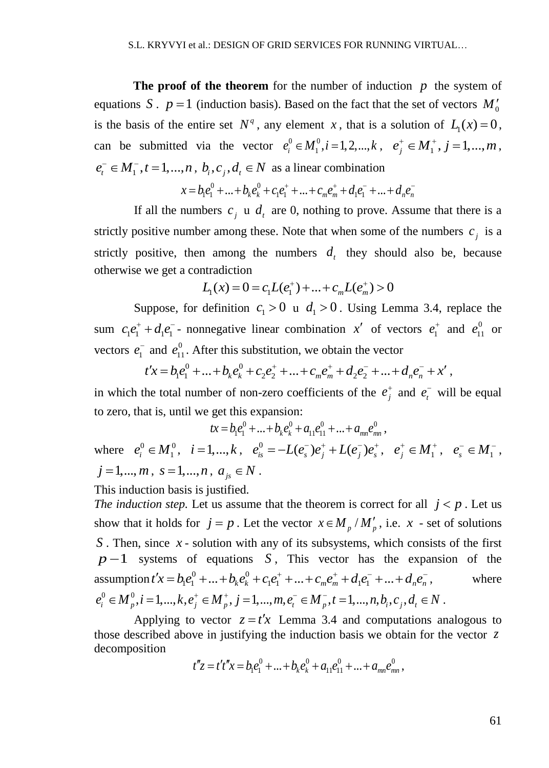**The proof of the theorem** for the number of induction $p$ the system of equations $S$. $p=1$ (induction basis). Based on the fact that the set of vectors $M'_0$ is the basis of the entire set $N^q$, any element $x$, that is a solution of $L_1(x)=0$, can be submitted via the vector $e_i^0 \in M_1^0, i=1,2,...,k$, $e_j^+ \in M_1^+, j=1,...,m$, $e_t^- \in M_1^-, t=1,...,n$, $b_i, c_j, d_t \in N$ as a linear combination

$$x = b_1 e_1^0 + ... + b_k e_k^0 + c_1 e_1^+ + ... + c_m e_m^+ + d_1 e_1^- + ... + d_n e_n^-$$

If all the numbers $c_j$ u $d_t$ are 0, nothing to prove. Assume that there is a strictly positive number among these. Note that when some of the numbers $c_j$ is a strictly positive, then among the numbers $d_t$ they should also be, because otherwise we get a contradiction

$$L_1(x) = 0 = c_1 L(e_1^+) + ... + c_m L(e_m^+) > 0$$

Suppose, for definition $c_1 > 0$ u $d_1 > 0$. Using Lemma 3.4, replace the sum $c_1 e_1^+ + d_1 e_1^-$ - nonnegative linear combination $x'$ of vectors $e_1^+$ and $e_{11}^0$ or vectors $e_1^-$ and $e_{11}^0$. After this substitution, we obtain the vector

$$t'x = b_1 e_1^0 + ... + b_k e_k^0 + c_2 e_2^+ + ... + c_m e_m^+ + d_2 e_2^- + ... + d_n e_n^- + x',$$

in which the total number of non-zero coefficients of the $e_j^+$ and $e_t^-$ will be equal to zero, that is, until we get this expansion:

$$tx = b_1 e_1^0 + ... + b_k e_k^0 + a_{11} e_{11}^0 + ... + a_{mn} e_{mn}^0,$$

where $e_i^0 \in M_1^0$, $i=1,...,k$, $e_{is}^0 = -L(e_s^-)e_j^+ + L(e_j^-)e_s^+$, $e_j^+ \in M_1^+$, $e_s^- \in M_1^-$, $j=1,...,m$, $s=1,...,n$, $a_{js} \in N$.

This induction basis is justified.

*The induction step.* Let us assume that the theorem is correct for all $j < p$. Let us show that it holds for $j = p$. Let the vector $x \in M_p / M'_p$, i.e. $x$ - set of solutions $S$. Then, since $x$ - solution with any of its subsystems, which consists of the first $p-1$ systems of equations $S$, This vector has the expansion of the assumption $t'x = b_1 e_1^0 + ... + b_k e_k^0 + c_1 e_1^+ + ... + c_m e_m^+ + d_1 e_1^- + ... + d_n e_n^-$, where $e_i^0 \in M_p^0, i=1,...,k, e_j^+ \in M_p^+, j=1,...,m, e_t^- \in M_p^-, t=1,...,n, b_i, c_j, d_t \in N$.

Applying to vector $z = t'x$ Lemma 3.4 and computations analogous to those described above in justifying the induction basis we obtain for the vector $z$ decomposition

$$t''z = t't''x = b_1 e_1^0 + ... + b_k e_k^0 + a_{11} e_{11}^0 + ... + a_{mn} e_{mn}^0,$$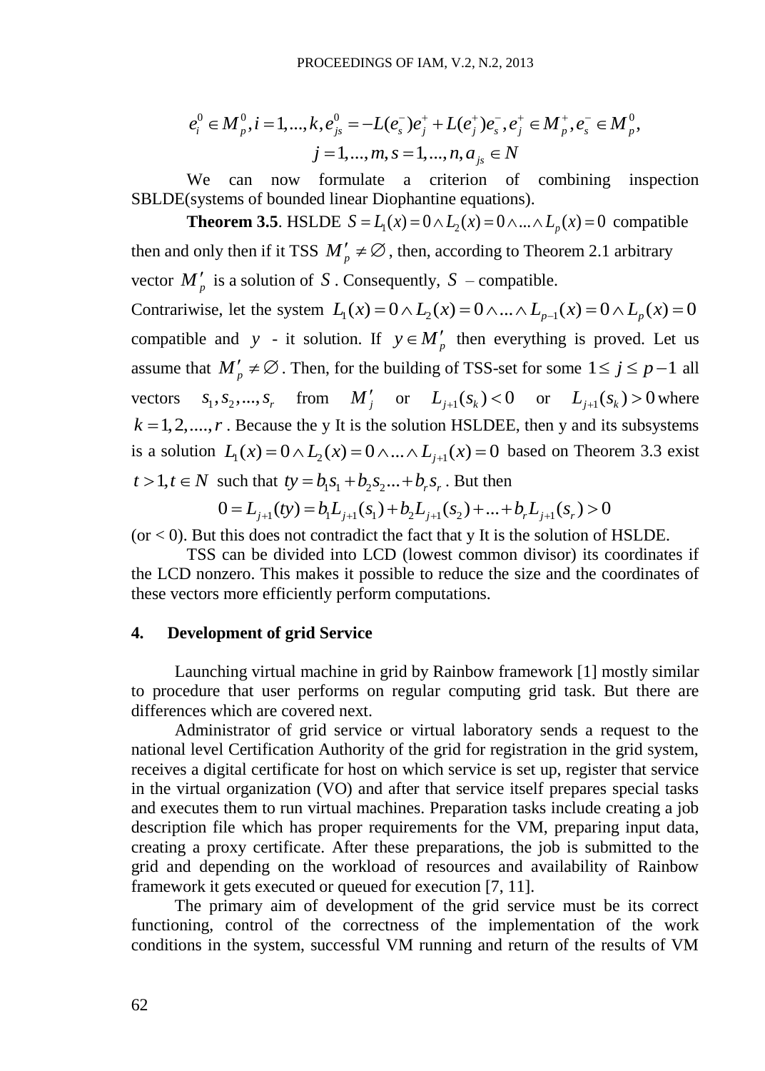$$e_i^0 \in M_p^0, i = 1,...,k, e_{js}^0 = -L(e_s^-)e_j^+ + L(e_j^+)e_s^-, e_j^+ \in M_p^+, e_s^- \in M_p^0,$$
$$j = 1,...,m, s = 1,...,n, a_{js} \in N$$

We can now formulate a criterion of combining inspection SBLDE(systems of bounded linear Diophantine equations).

**Theorem 3.5**. HSLDE $S = L_1(x) = 0 \wedge L_2(x) = 0 \wedge ... \wedge L_p(x) = 0$ compatible then and only then if it TSS $M_p' \neq \varnothing$, then, according to Theorem 2.1 arbitrary vector $M_p'$ is a solution of $S$. Consequently, $S$ – compatible.

Contrariwise, let the system $L_1(x) = 0 \wedge L_2(x) = 0 \wedge ... \wedge L_{p-1}(x) = 0 \wedge L_p(x) = 0$ compatible and $y$ - it solution. If $y \in M_p'$ then everything is proved. Let us assume that $M_p' \neq \varnothing$. Then, for the building of TSS-set for some $1 \leq j \leq p-1$ all vectors $s_1, s_2, ..., s_r$ from $M_j'$ or $L_{j+1}(s_k) < 0$ or $L_{j+1}(s_k) > 0$ where $k = 1, 2, ...., r$. Because the y It is the solution HSLDEE, then y and its subsystems is a solution $L_1(x) = 0 \wedge L_2(x) = 0 \wedge ... \wedge L_{j+1}(x) = 0$ based on Theorem 3.3 exist $t > 1, t \in N$ such that $ty = b_1 s_1 + b_2 s_2 ... + b_r s_r$. But then

$$0 = L_{j+1}(ty) = b_1 L_{j+1}(s_1) + b_2 L_{j+1}(s_2) + ... + b_r L_{j+1}(s_r) > 0$$

(or < 0). But this does not contradict the fact that y It is the solution of HSLDE.

TSS can be divided into LCD (lowest common divisor) its coordinates if the LCD nonzero. This makes it possible to reduce the size and the coordinates of these vectors more efficiently perform computations.

## 4. Development of grid Service

Launching virtual machine in grid by Rainbow framework [1] mostly similar to procedure that user performs on regular computing grid task. But there are differences which are covered next.

Administrator of grid service or virtual laboratory sends a request to the national level Certification Authority of the grid for registration in the grid system, receives a digital certificate for host on which service is set up, register that service in the virtual organization (VO) and after that service itself prepares special tasks and executes them to run virtual machines. Preparation tasks include creating a job description file which has proper requirements for the VM, preparing input data, creating a proxy certificate. After these preparations, the job is submitted to the grid and depending on the workload of resources and availability of Rainbow framework it gets executed or queued for execution [7, 11].

The primary aim of development of the grid service must be its correct functioning, control of the correctness of the implementation of the work conditions in the system, successful VM running and return of the results of VM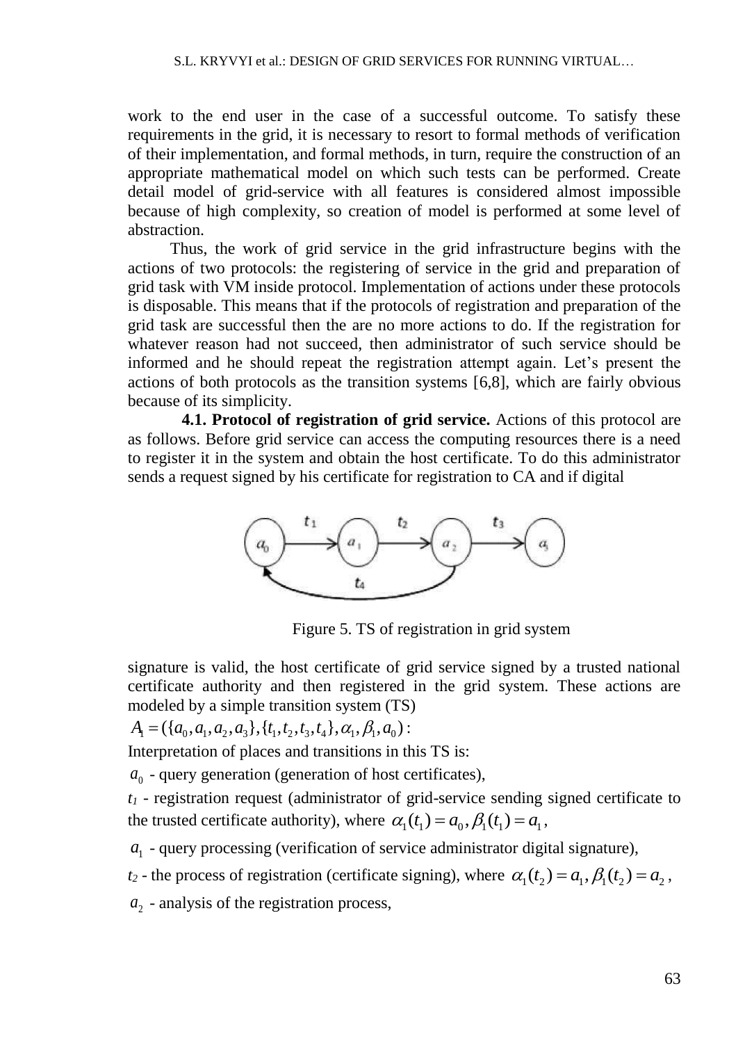work to the end user in the case of a successful outcome. To satisfy these requirements in the grid, it is necessary to resort to formal methods of verification of their implementation, and formal methods, in turn, require the construction of an appropriate mathematical model on which such tests can be performed. Create detail model of grid-service with all features is considered almost impossible because of high complexity, so creation of model is performed at some level of abstraction.

Thus, the work of grid service in the grid infrastructure begins with the actions of two protocols: the registering of service in the grid and preparation of grid task with VM inside protocol. Implementation of actions under these protocols is disposable. This means that if the protocols of registration and preparation of the grid task are successful then the are no more actions to do. If the registration for whatever reason had not succeed, then administrator of such service should be informed and he should repeat the registration attempt again. Let's present the actions of both protocols as the transition systems [6,8], which are fairly obvious because of its simplicity.

**4.1. Protocol of registration of grid service.** Actions of this protocol are as follows. Before grid service can access the computing resources there is a need to register it in the system and obtain the host certificate. To do this administrator sends a request signed by his certificate for registration to CA and if digital

Figure 5. TS of registration in grid system

signature is valid, the host certificate of grid service signed by a trusted national certificate authority and then registered in the grid system. These actions are modeled by a simple transition system (TS)

$A_1 = (\{a_0, a_1, a_2, a_3\}, \{t_1, t_2, t_3, t_4\}, \alpha_1, \beta_1, a_0)$:

Interpretation of places and transitions in this TS is:

$a_0$ - query generation (generation of host certificates),

$t_1$ - registration request (administrator of grid-service sending signed certificate to the trusted certificate authority), where $\alpha_1(t_1) = a_0, \beta_1(t_1) = a_1$,

$a_1$ - query processing (verification of service administrator digital signature),

$t_2$ - the process of registration (certificate signing), where $\alpha_1(t_2) = a_1, \beta_1(t_2) = a_2$,

$a_2$ - analysis of the registration process,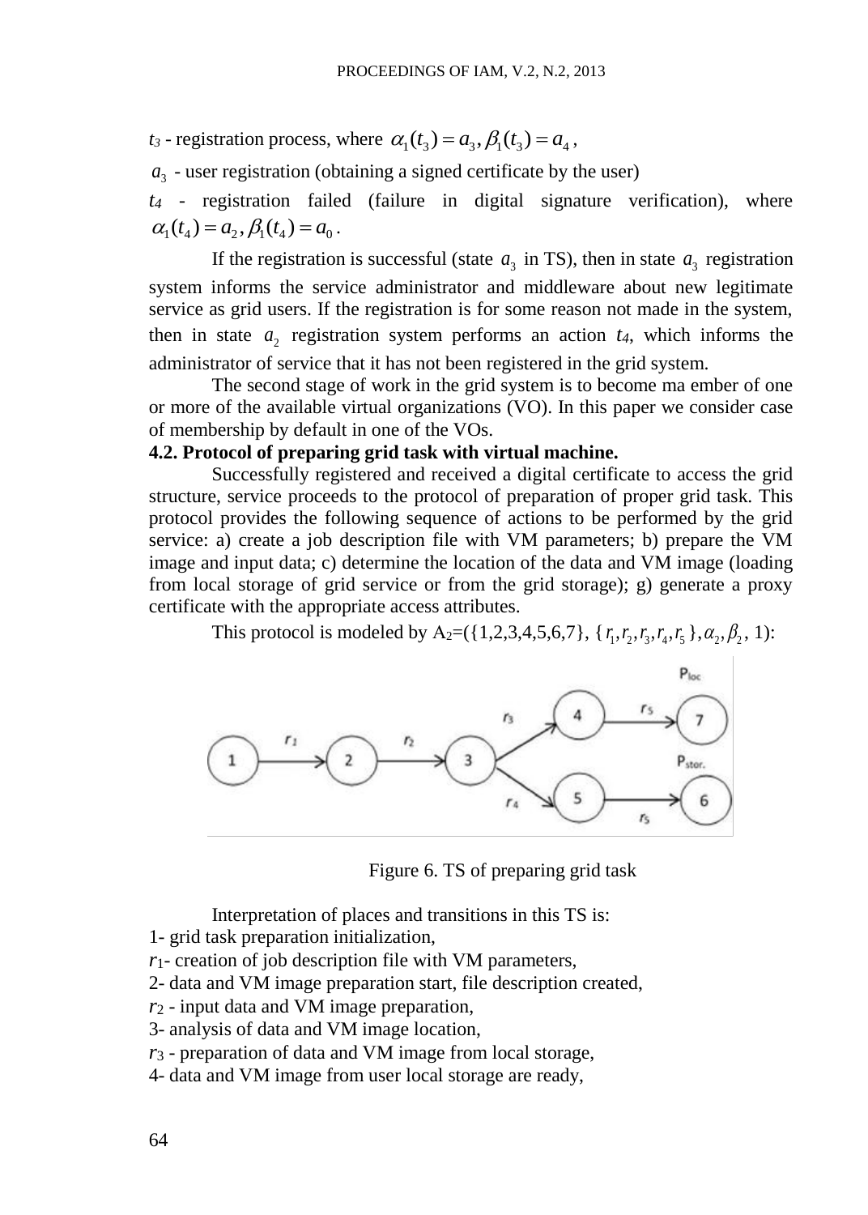$t_3$ - registration process, where $\alpha_1(t_3) = a_3, \beta_1(t_3) = a_4$,

$a_3$ - user registration (obtaining a signed certificate by the user)

$t_4$ - registration failed (failure in digital signature verification), where $\alpha_1(t_4) = a_2, \beta_1(t_4) = a_0$.

If the registration is successful (state $a_3$ in TS), then in state $a_3$ registration system informs the service administrator and middleware about new legitimate service as grid users. If the registration is for some reason not made in the system, then in state $a_2$ registration system performs an action $t_4$, which informs the administrator of service that it has not been registered in the grid system.

The second stage of work in the grid system is to become ma ember of one or more of the available virtual organizations (VO). In this paper we consider case of membership by default in one of the VOs.

**4.2. Protocol of preparing grid task with virtual machine.**

Successfully registered and received a digital certificate to access the grid structure, service proceeds to the protocol of preparation of proper grid task. This protocol provides the following sequence of actions to be performed by the grid service: a) create a job description file with VM parameters; b) prepare the VM image and input data; c) determine the location of the data and VM image (loading from local storage of grid service or from the grid storage); g) generate a proxy certificate with the appropriate access attributes.

This protocol is modeled by $A_2$=({1,2,3,4,5,6,7}, $\{r_1, r_2, r_3, r_4, r_5\}, \alpha_2, \beta_2$, 1):

Figure 6. TS of preparing grid task

Interpretation of places and transitions in this TS is:

1- grid task preparation initialization,

$r_1$- creation of job description file with VM parameters,

2- data and VM image preparation start, file description created,

$r_2$ - input data and VM image preparation,

3- analysis of data and VM image location,

$r_3$ - preparation of data and VM image from local storage,

4- data and VM image from user local storage are ready,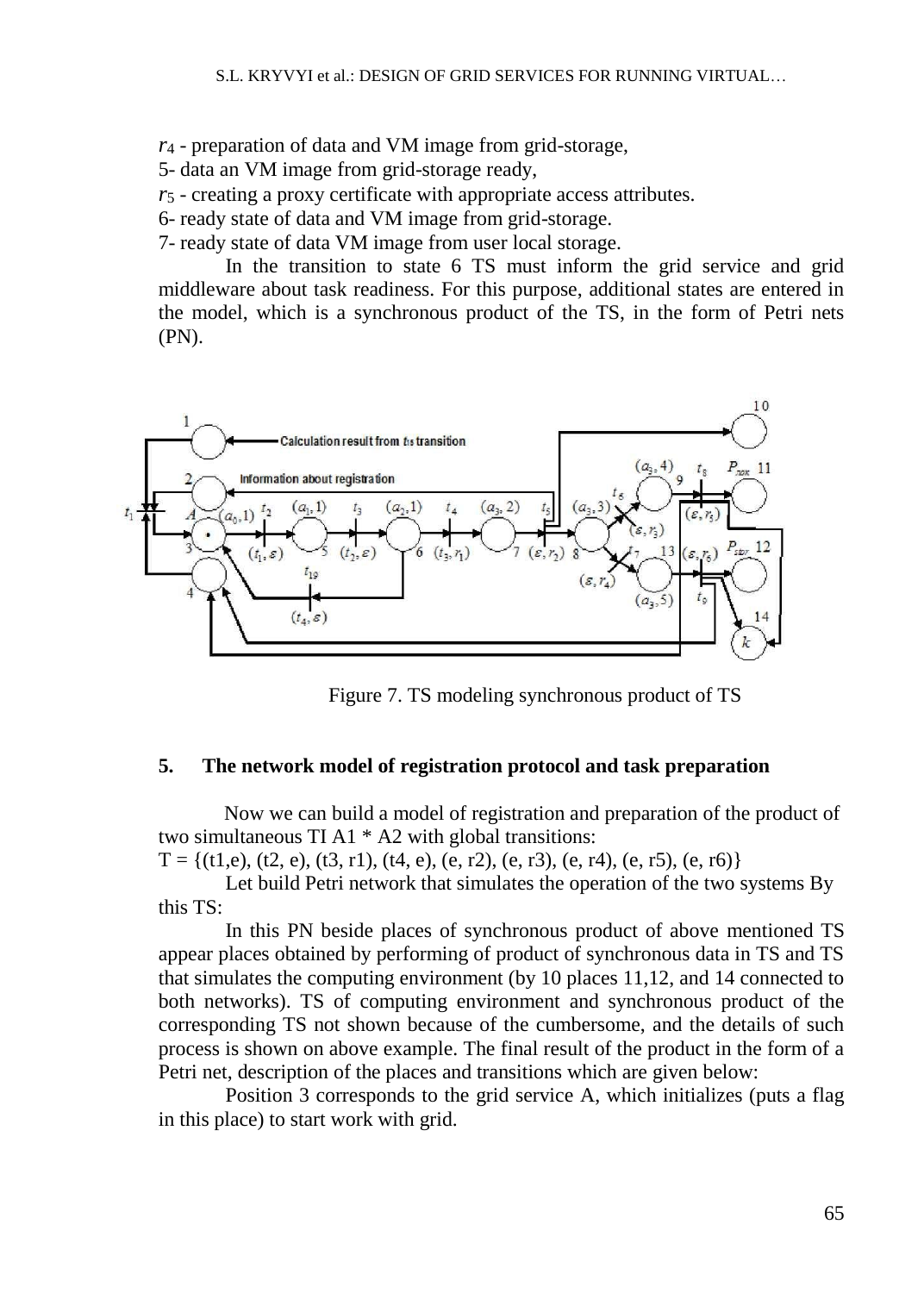$r_4$ - preparation of data and VM image from grid-storage,

5- data an VM image from grid-storage ready,

$r_5$ - creating a proxy certificate with appropriate access attributes.

6- ready state of data and VM image from grid-storage.

7- ready state of data VM image from user local storage.

In the transition to state 6 TS must inform the grid service and grid middleware about task readiness. For this purpose, additional states are entered in the model, which is a synchronous product of the TS, in the form of Petri nets (PN).

Figure 7. TS modeling synchronous product of TS

## 5. The network model of registration protocol and task preparation

Now we can build a model of registration and preparation of the product of two simultaneous TI A1 * A2 with global transitions:

T = {(t1,e), (t2, e), (t3, r1), (t4, e), (e, r2), (e, r3), (e, r4), (e, r5), (e, r6)}

Let build Petri network that simulates the operation of the two systems By this TS:

In this PN beside places of synchronous product of above mentioned TS appear places obtained by performing of product of synchronous data in TS and TS that simulates the computing environment (by 10 places 11,12, and 14 connected to both networks). TS of computing environment and synchronous product of the corresponding TS not shown because of the cumbersome, and the details of such process is shown on above example. The final result of the product in the form of a Petri net, description of the places and transitions which are given below:

Position 3 corresponds to the grid service A, which initializes (puts a flag in this place) to start work with grid.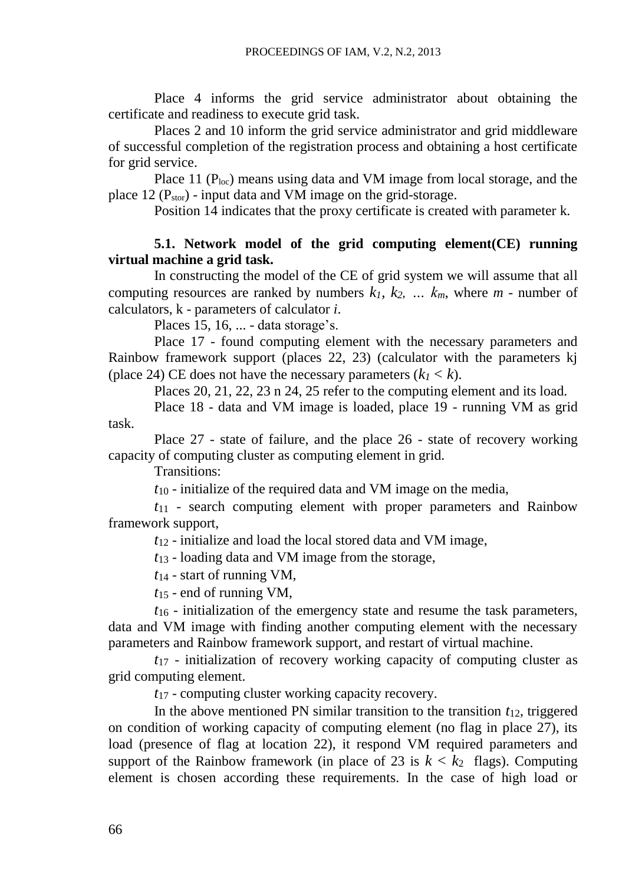Place 4 informs the grid service administrator about obtaining the certificate and readiness to execute grid task.

Places 2 and 10 inform the grid service administrator and grid middleware of successful completion of the registration process and obtaining a host certificate for grid service.

Place 11 ($P_{loc}$) means using data and VM image from local storage, and the place 12 ($P_{stor}$) - input data and VM image on the grid-storage.

Position 14 indicates that the proxy certificate is created with parameter k.

### 5.1. Network model of the grid computing element(CE) running virtual machine a grid task.

In constructing the model of the CE of grid system we will assume that all computing resources are ranked by numbers $k_1$, $k_2$, ... $k_m$, where $m$ - number of calculators, k - parameters of calculator $i$.

Places 15, 16, ... - data storage's.

Place 17 - found computing element with the necessary parameters and Rainbow framework support (places 22, 23) (calculator with the parameters kj (place 24) CE does not have the necessary parameters ($k_1 < k$).

Places 20, 21, 22, 23 n 24, 25 refer to the computing element and its load.

Place 18 - data and VM image is loaded, place 19 - running VM as grid task.

Place 27 - state of failure, and the place 26 - state of recovery working capacity of computing cluster as computing element in grid.

Transitions:

$t_{10}$ - initialize of the required data and VM image on the media,

$t_{11}$ - search computing element with proper parameters and Rainbow framework support,

$t_{12}$ - initialize and load the local stored data and VM image,

$t_{13}$ - loading data and VM image from the storage,

$t_{14}$ - start of running VM,

$t_{15}$ - end of running VM,

$t_{16}$ - initialization of the emergency state and resume the task parameters, data and VM image with finding another computing element with the necessary parameters and Rainbow framework support, and restart of virtual machine.

$t_{17}$ - initialization of recovery working capacity of computing cluster as grid computing element.

$t_{17}$ - computing cluster working capacity recovery.

In the above mentioned PN similar transition to the transition $t_{12}$, triggered on condition of working capacity of computing element (no flag in place 27), its load (presence of flag at location 22), it respond VM required parameters and support of the Rainbow framework (in place of 23 is $k < k_2$ flags). Computing element is chosen according these requirements. In the case of high load or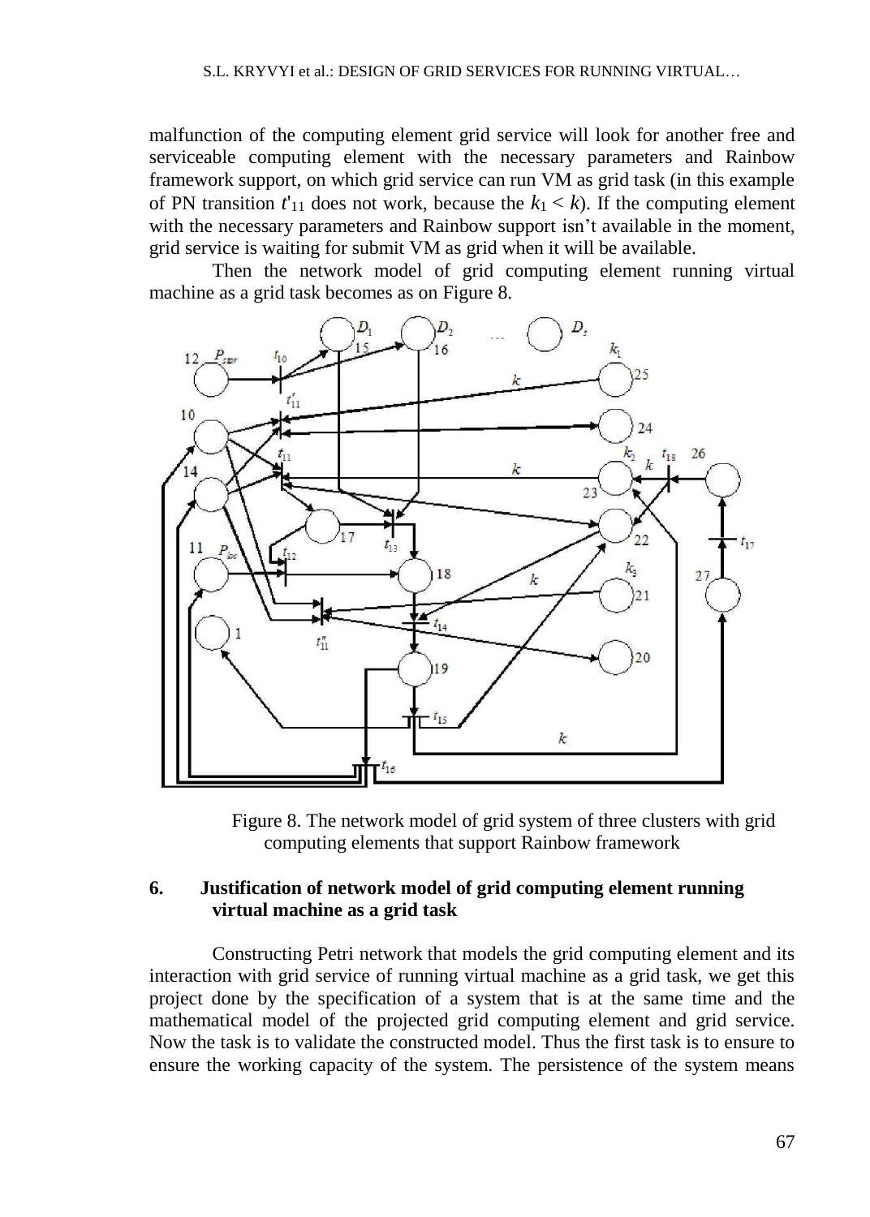malfunction of the computing element grid service will look for another free and serviceable computing element with the necessary parameters and Rainbow framework support, on which grid service can run VM as grid task (in this example of PN transition $t'_{11}$ does not work, because the $k_1 < k$). If the computing element with the necessary parameters and Rainbow support isn't available in the moment, grid service is waiting for submit VM as grid when it will be available.

Then the network model of grid computing element running virtual machine as a grid task becomes as on Figure 8.

Figure 8. The network model of grid system of three clusters with grid computing elements that support Rainbow framework

## 6. Justification of network model of grid computing element running virtual machine as a grid task

Constructing Petri network that models the grid computing element and its interaction with grid service of running virtual machine as a grid task, we get this project done by the specification of a system that is at the same time and the mathematical model of the projected grid computing element and grid service. Now the task is to validate the constructed model. Thus the first task is to ensure to ensure the working capacity of the system. The persistence of the system means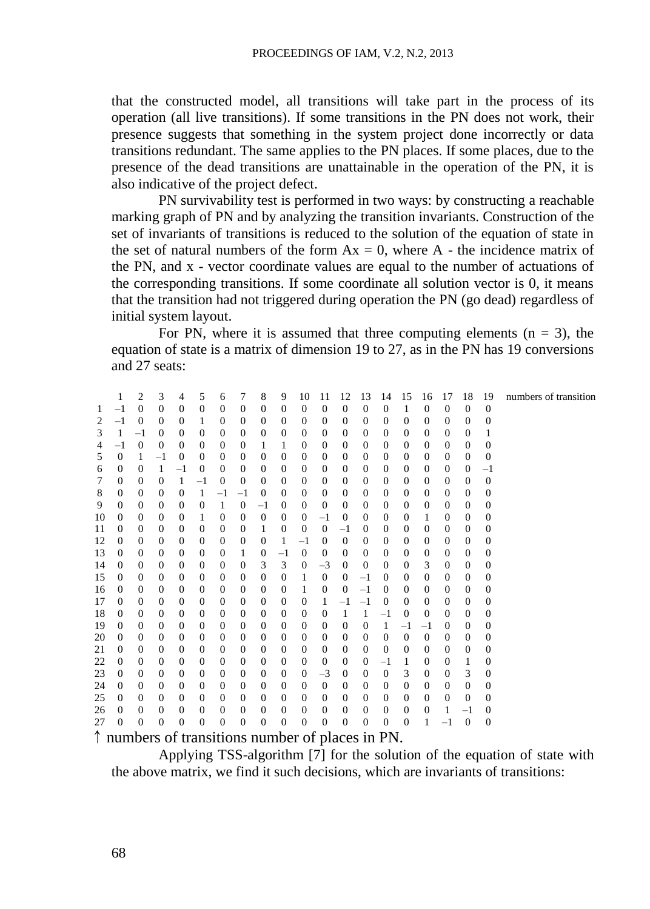that the constructed model, all transitions will take part in the process of its operation (all live transitions). If some transitions in the PN does not work, their presence suggests that something in the system project done incorrectly or data transitions redundant. The same applies to the PN places. If some places, due to the presence of the dead transitions are unattainable in the operation of the PN, it is also indicative of the project defect.

PN survivability test is performed in two ways: by constructing a reachable marking graph of PN and by analyzing the transition invariants. Construction of the set of invariants of transitions is reduced to the solution of the equation of state in the set of natural numbers of the form $Ax = 0$, where A - the incidence matrix of the PN, and x - vector coordinate values are equal to the number of actuations of the corresponding transitions. If some coordinate all solution vector is 0, it means that the transition had not triggered during operation the PN (go dead) regardless of initial system layout.

For PN, where it is assumed that three computing elements ($n = 3$), the equation of state is a matrix of dimension 19 to 27, as in the PN has 19 conversions and 27 seats:

| | 1 | 2 | 3 | 4 | 5 | 6 | 7 | 8 | 9 | 10 | 11 | 12 | 13 | 14 | 15 | 16 | 17 | 18 | 19 | numbers of transition |
|---|---|---|---|---|---|---|---|---|---|---|---|---|---|---|---|---|---|---|---|---|
| 1 | –1 | 0 | 0 | 0 | 0 | 0 | 0 | 0 | 0 | 0 | 0 | 0 | 0 | 0 | 1 | 0 | 0 | 0 | 0 | |
| 2 | –1 | 0 | 0 | 0 | 1 | 0 | 0 | 0 | 0 | 0 | 0 | 0 | 0 | 0 | 0 | 0 | 0 | 0 | 0 | |
| 3 | 1 | –1 | 0 | 0 | 0 | 0 | 0 | 0 | 0 | 0 | 0 | 0 | 0 | 0 | 0 | 0 | 0 | 0 | 1 | |
| 4 | –1 | 0 | 0 | 0 | 0 | 0 | 0 | 1 | 1 | 0 | 0 | 0 | 0 | 0 | 0 | 0 | 0 | 0 | 0 | |
| 5 | 0 | 1 | –1 | 0 | 0 | 0 | 0 | 0 | 0 | 0 | 0 | 0 | 0 | 0 | 0 | 0 | 0 | 0 | 0 | |
| 6 | 0 | 0 | 1 | –1 | 0 | 0 | 0 | 0 | 0 | 0 | 0 | 0 | 0 | 0 | 0 | 0 | 0 | 0 | –1 | |
| 7 | 0 | 0 | 0 | 1 | –1 | 0 | 0 | 0 | 0 | 0 | 0 | 0 | 0 | 0 | 0 | 0 | 0 | 0 | 0 | |
| 8 | 0 | 0 | 0 | 0 | 1 | –1 | –1 | 0 | 0 | 0 | 0 | 0 | 0 | 0 | 0 | 0 | 0 | 0 | 0 | |
| 9 | 0 | 0 | 0 | 0 | 0 | 1 | 0 | –1 | 0 | 0 | 0 | 0 | 0 | 0 | 0 | 0 | 0 | 0 | 0 | |
| 10 | 0 | 0 | 0 | 0 | 1 | 0 | 0 | 0 | 0 | 0 | –1 | 0 | 0 | 0 | 0 | 1 | 0 | 0 | 0 | |
| 11 | 0 | 0 | 0 | 0 | 0 | 0 | 0 | 1 | 0 | 0 | 0 | –1 | 0 | 0 | 0 | 0 | 0 | 0 | 0 | |
| 12 | 0 | 0 | 0 | 0 | 0 | 0 | 0 | 0 | 1 | –1 | 0 | 0 | 0 | 0 | 0 | 0 | 0 | 0 | 0 | |
| 13 | 0 | 0 | 0 | 0 | 0 | 0 | 1 | 0 | –1 | 0 | 0 | 0 | 0 | 0 | 0 | 0 | 0 | 0 | 0 | |
| 14 | 0 | 0 | 0 | 0 | 0 | 0 | 0 | 3 | 3 | 0 | –3 | 0 | 0 | 0 | 0 | 3 | 0 | 0 | 0 | |
| 15 | 0 | 0 | 0 | 0 | 0 | 0 | 0 | 0 | 0 | 1 | 0 | 0 | –1 | 0 | 0 | 0 | 0 | 0 | 0 | |
| 16 | 0 | 0 | 0 | 0 | 0 | 0 | 0 | 0 | 0 | 1 | 0 | 0 | –1 | 0 | 0 | 0 | 0 | 0 | 0 | |
| 17 | 0 | 0 | 0 | 0 | 0 | 0 | 0 | 0 | 0 | 0 | 1 | –1 | –1 | 0 | 0 | 0 | 0 | 0 | 0 | |
| 18 | 0 | 0 | 0 | 0 | 0 | 0 | 0 | 0 | 0 | 0 | 0 | 1 | 1 | –1 | 0 | 0 | 0 | 0 | 0 | |
| 19 | 0 | 0 | 0 | 0 | 0 | 0 | 0 | 0 | 0 | 0 | 0 | 0 | 0 | 1 | –1 | –1 | 0 | 0 | 0 | |
| 20 | 0 | 0 | 0 | 0 | 0 | 0 | 0 | 0 | 0 | 0 | 0 | 0 | 0 | 0 | 0 | 0 | 0 | 0 | 0 | |
| 21 | 0 | 0 | 0 | 0 | 0 | 0 | 0 | 0 | 0 | 0 | 0 | 0 | 0 | 0 | 0 | 0 | 0 | 0 | 0 | |
| 22 | 0 | 0 | 0 | 0 | 0 | 0 | 0 | 0 | 0 | 0 | 0 | 0 | 0 | –1 | 1 | 0 | 0 | 1 | 0 | |
| 23 | 0 | 0 | 0 | 0 | 0 | 0 | 0 | 0 | 0 | 0 | –3 | 0 | 0 | 0 | 3 | 0 | 0 | 3 | 0 | |
| 24 | 0 | 0 | 0 | 0 | 0 | 0 | 0 | 0 | 0 | 0 | 0 | 0 | 0 | 0 | 0 | 0 | 0 | 0 | 0 | |
| 25 | 0 | 0 | 0 | 0 | 0 | 0 | 0 | 0 | 0 | 0 | 0 | 0 | 0 | 0 | 0 | 0 | 0 | 0 | 0 | |
| 26 | 0 | 0 | 0 | 0 | 0 | 0 | 0 | 0 | 0 | 0 | 0 | 0 | 0 | 0 | 0 | 0 | 1 | –1 | 0 | |
| 27 | 0 | 0 | 0 | 0 | 0 | 0 | 0 | 0 | 0 | 0 | 0 | 0 | 0 | 0 | 0 | 1 | –1 | 0 | 0 | |

↑ numbers of transitions number of places in PN.

Applying TSS-algorithm [7] for the solution of the equation of state with the above matrix, we find it such decisions, which are invariants of transitions: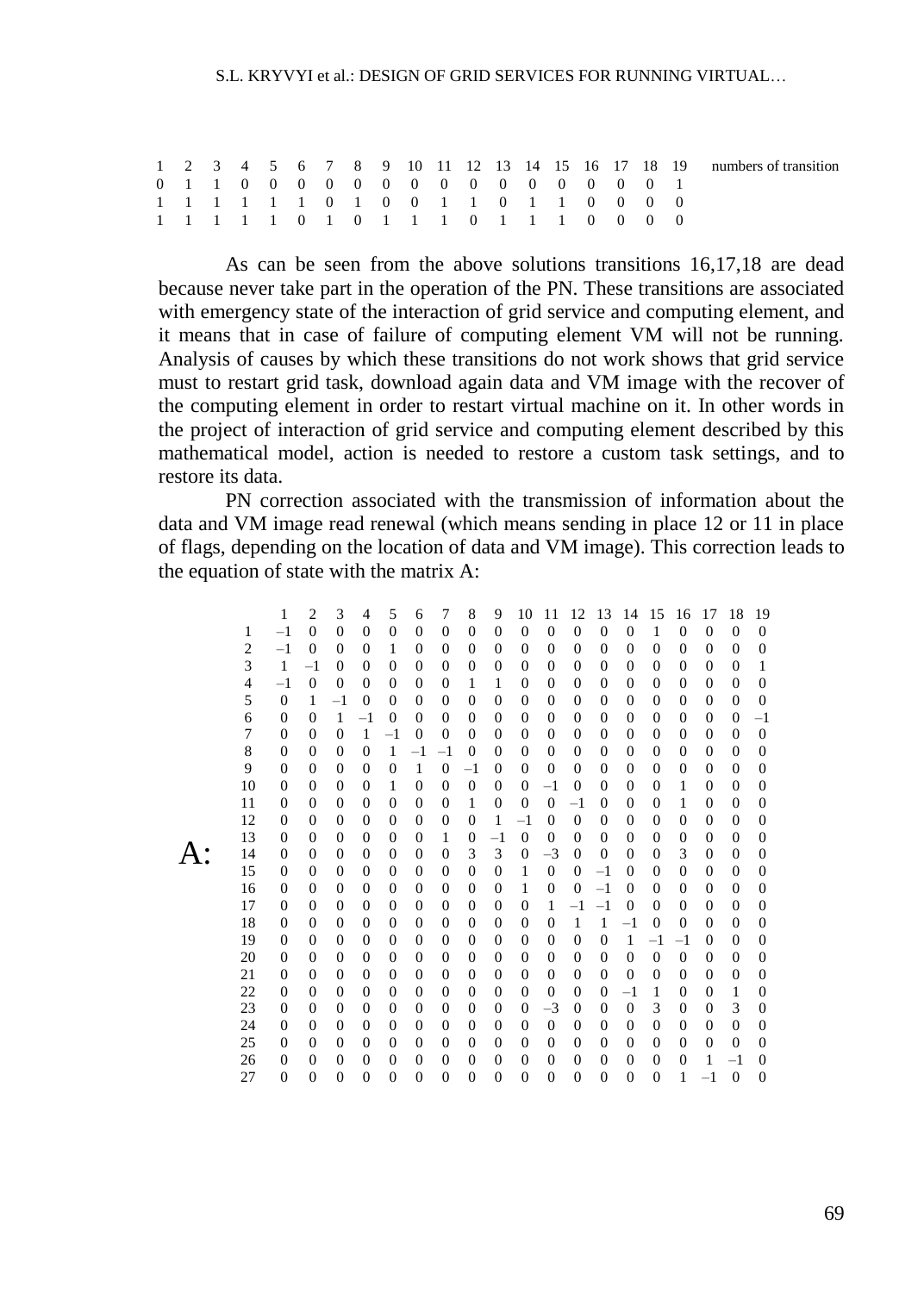| 1 | 2 | 3 | 4 | 5 | 6 | 7 | 8 | 9 | 10 | 11 | 12 | 13 | 14 | 15 | 16 | 17 | 18 | 19 | numbers of transition |
|---|---|---|---|---|---|---|---|---|---|---|---|---|---|---|---|---|---|---|---|
| 0 | 1 | 1 | 0 | 0 | 0 | 0 | 0 | 0 | 0 | 0 | 0 | 0 | 0 | 0 | 0 | 0 | 0 | 1 | |
| 1 | 1 | 1 | 1 | 1 | 1 | 0 | 1 | 0 | 0 | 1 | 1 | 0 | 1 | 1 | 0 | 0 | 0 | 0 | |
| 1 | 1 | 1 | 1 | 1 | 0 | 1 | 0 | 1 | 1 | 1 | 0 | 1 | 1 | 1 | 0 | 0 | 0 | 0 | |

As can be seen from the above solutions transitions 16,17,18 are dead because never take part in the operation of the PN. These transitions are associated with emergency state of the interaction of grid service and computing element, and it means that in case of failure of computing element VM will not be running. Analysis of causes by which these transitions do not work shows that grid service must to restart grid task, download again data and VM image with the recover of the computing element in order to restart virtual machine on it. In other words in the project of interaction of grid service and computing element described by this mathematical model, action is needed to restore a custom task settings, and to restore its data.

PN correction associated with the transmission of information about the data and VM image read renewal (which means sending in place 12 or 11 in place of flags, depending on the location of data and VM image). This correction leads to the equation of state with the matrix A:

A:

| | 1 | 2 | 3 | 4 | 5 | 6 | 7 | 8 | 9 | 10 | 11 | 12 | 13 | 14 | 15 | 16 | 17 | 18 | 19 |
|---|---|---|---|---|---|---|---|---|---|---|---|---|---|---|---|---|---|---|---|
| 1 | –1 | 0 | 0 | 0 | 0 | 0 | 0 | 0 | 0 | 0 | 0 | 0 | 0 | 0 | 1 | 0 | 0 | 0 | 0 |
| 2 | –1 | 0 | 0 | 0 | 1 | 0 | 0 | 0 | 0 | 0 | 0 | 0 | 0 | 0 | 0 | 0 | 0 | 0 | 0 |
| 3 | 1 | –1 | 0 | 0 | 0 | 0 | 0 | 0 | 0 | 0 | 0 | 0 | 0 | 0 | 0 | 0 | 0 | 0 | 1 |
| 4 | –1 | 0 | 0 | 0 | 0 | 0 | 0 | 1 | 1 | 0 | 0 | 0 | 0 | 0 | 0 | 0 | 0 | 0 | 0 |
| 5 | 0 | 1 | –1 | 0 | 0 | 0 | 0 | 0 | 0 | 0 | 0 | 0 | 0 | 0 | 0 | 0 | 0 | 0 | 0 |
| 6 | 0 | 0 | 1 | –1 | 0 | 0 | 0 | 0 | 0 | 0 | 0 | 0 | 0 | 0 | 0 | 0 | 0 | 0 | –1 |
| 7 | 0 | 0 | 0 | 1 | –1 | 0 | 0 | 0 | 0 | 0 | 0 | 0 | 0 | 0 | 0 | 0 | 0 | 0 | 0 |
| 8 | 0 | 0 | 0 | 0 | 1 | –1 | –1 | 0 | 0 | 0 | 0 | 0 | 0 | 0 | 0 | 0 | 0 | 0 | 0 |
| 9 | 0 | 0 | 0 | 0 | 0 | 1 | 0 | –1 | 0 | 0 | 0 | 0 | 0 | 0 | 0 | 0 | 0 | 0 | 0 |
| 10 | 0 | 0 | 0 | 0 | 1 | 0 | 0 | 0 | 0 | 0 | –1 | 0 | 0 | 0 | 0 | 1 | 0 | 0 | 0 |
| 11 | 0 | 0 | 0 | 0 | 0 | 0 | 0 | 0 | 1 | 0 | 0 | –1 | 0 | 0 | 0 | 1 | 0 | 0 | 0 |
| 12 | 0 | 0 | 0 | 0 | 0 | 0 | 0 | 0 | 0 | 1 | –1 | 0 | 0 | 0 | 0 | 0 | 0 | 0 | 0 |
| 13 | 0 | 0 | 0 | 0 | 0 | 0 | 1 | 0 | –1 | 0 | 0 | 0 | 0 | 0 | 0 | 0 | 0 | 0 | 0 |
| 14 | 0 | 0 | 0 | 0 | 0 | 0 | 0 | 3 | 3 | 0 | –3 | 0 | 0 | 0 | 0 | 3 | 0 | 0 | 0 |
| 15 | 0 | 0 | 0 | 0 | 0 | 0 | 0 | 0 | 0 | 1 | 0 | 0 | –1 | 0 | 0 | 0 | 0 | 0 | 0 |
| 16 | 0 | 0 | 0 | 0 | 0 | 0 | 0 | 0 | 0 | 1 | 0 | 0 | –1 | 0 | 0 | 0 | 0 | 0 | 0 |
| 17 | 0 | 0 | 0 | 0 | 0 | 0 | 0 | 0 | 0 | 0 | 1 | –1 | –1 | 0 | 0 | 0 | 0 | 0 | 0 |
| 18 | 0 | 0 | 0 | 0 | 0 | 0 | 0 | 0 | 0 | 0 | 0 | 1 | 1 | –1 | 0 | 0 | 0 | 0 | 0 |
| 19 | 0 | 0 | 0 | 0 | 0 | 0 | 0 | 0 | 0 | 0 | 0 | 0 | 0 | 1 | –1 | –1 | 0 | 0 | 0 |
| 20 | 0 | 0 | 0 | 0 | 0 | 0 | 0 | 0 | 0 | 0 | 0 | 0 | 0 | 0 | 0 | 0 | 0 | 0 | 0 |
| 21 | 0 | 0 | 0 | 0 | 0 | 0 | 0 | 0 | 0 | 0 | 0 | 0 | 0 | 0 | 0 | 0 | 0 | 0 | 0 |
| 22 | 0 | 0 | 0 | 0 | 0 | 0 | 0 | 0 | 0 | 0 | 0 | 0 | 0 | –1 | 1 | 0 | 0 | 1 | 0 |
| 23 | 0 | 0 | 0 | 0 | 0 | 0 | 0 | 0 | 0 | 0 | –3 | 0 | 0 | 0 | 3 | 0 | 0 | 3 | 0 |
| 24 | 0 | 0 | 0 | 0 | 0 | 0 | 0 | 0 | 0 | 0 | 0 | 0 | 0 | 0 | 0 | 0 | 0 | 0 | 0 |
| 25 | 0 | 0 | 0 | 0 | 0 | 0 | 0 | 0 | 0 | 0 | 0 | 0 | 0 | 0 | 0 | 0 | 0 | 0 | 0 |
| 26 | 0 | 0 | 0 | 0 | 0 | 0 | 0 | 0 | 0 | 0 | 0 | 0 | 0 | 0 | 0 | 0 | 1 | –1 | 0 |
| 27 | 0 | 0 | 0 | 0 | 0 | 0 | 0 | 0 | 0 | 0 | 0 | 0 | 0 | 0 | 0 | 1 | –1 | 0 | 0 |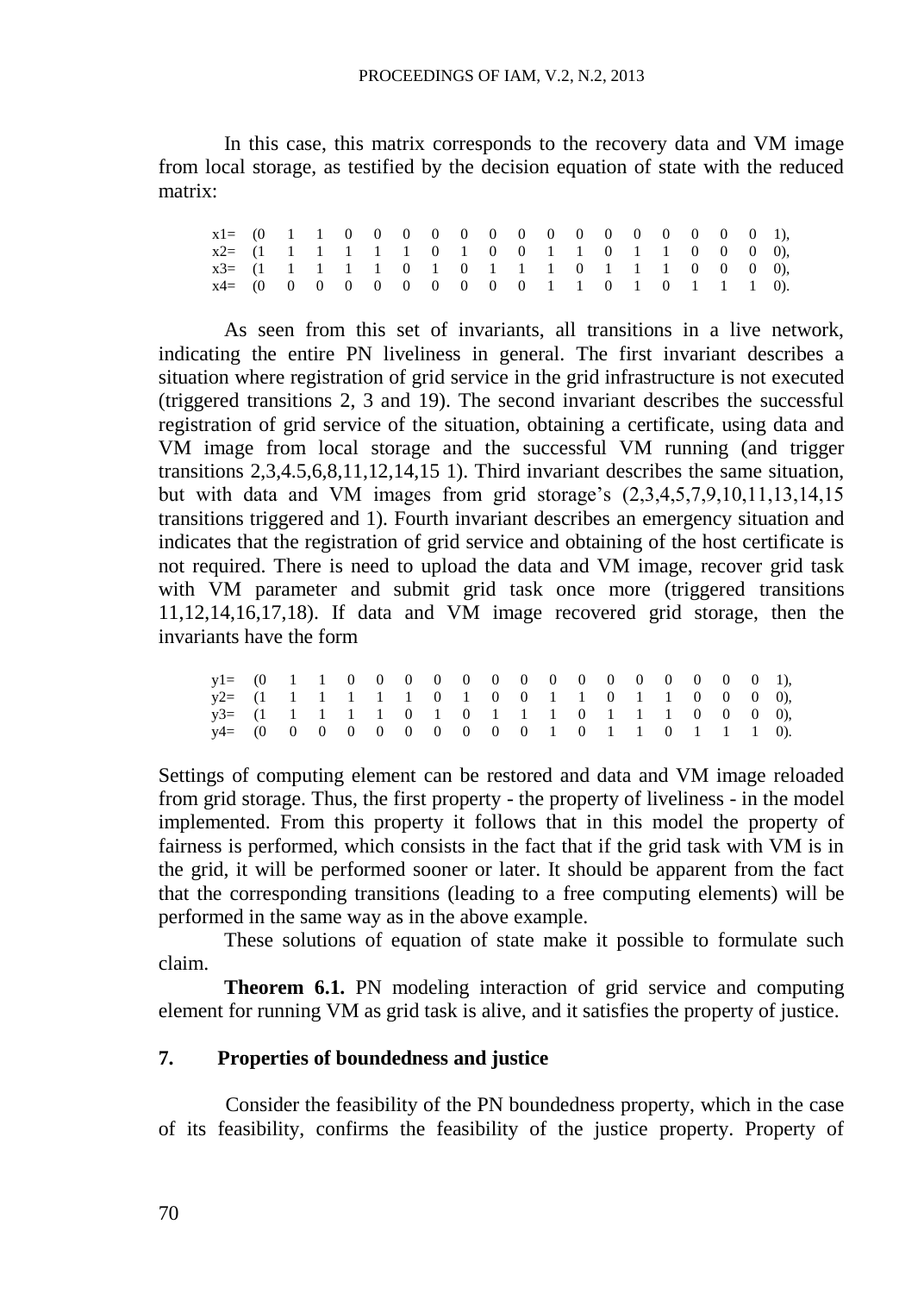In this case, this matrix corresponds to the recovery data and VM image from local storage, as testified by the decision equation of state with the reduced matrix:

```
x1=  (0  1  1  0  0  0  0  0  0  0  0  0  0  0  0  0  0  0  1),
x2=  (1  1  1  1  1  1  0  1  0  0  1  1  0  1  1  0  0  0  0),
x3=  (1  1  1  1  1  0  1  0  1  1  1  0  1  1  1  0  0  0  0),
x4=  (0  0  0  0  0  0  0  0  0  0  1  1  0  1  0  1  1  1  0).
```

As seen from this set of invariants, all transitions in a live network, indicating the entire PN liveliness in general. The first invariant describes a situation where registration of grid service in the grid infrastructure is not executed (triggered transitions 2, 3 and 19). The second invariant describes the successful registration of grid service of the situation, obtaining a certificate, using data and VM image from local storage and the successful VM running (and trigger transitions 2,3,4.5,6,8,11,12,14,15 1). Third invariant describes the same situation, but with data and VM images from grid storage's (2,3,4,5,7,9,10,11,13,14,15 transitions triggered and 1). Fourth invariant describes an emergency situation and indicates that the registration of grid service and obtaining of the host certificate is not required. There is need to upload the data and VM image, recover grid task with VM parameter and submit grid task once more (triggered transitions 11,12,14,16,17,18). If data and VM image recovered grid storage, then the invariants have the form

```
y1=  (0  1  1  0  0  0  0  0  0  0  0  0  0  0  0  0  0  0  1),
y2=  (1  1  1  1  1  1  0  1  0  0  1  1  0  1  1  0  0  0  0),
y3=  (1  1  1  1  1  0  1  0  1  1  1  0  1  1  1  0  0  0  0),
y4=  (0  0  0  0  0  0  0  0  0  0  1  0  1  1  0  1  1  1  0).
```

Settings of computing element can be restored and data and VM image reloaded from grid storage. Thus, the first property - the property of liveliness - in the model implemented. From this property it follows that in this model the property of fairness is performed, which consists in the fact that if the grid task with VM is in the grid, it will be performed sooner or later. It should be apparent from the fact that the corresponding transitions (leading to a free computing elements) will be performed in the same way as in the above example.

These solutions of equation of state make it possible to formulate such claim.

**Theorem 6.1.** PN modeling interaction of grid service and computing element for running VM as grid task is alive, and it satisfies the property of justice.

## 7. Properties of boundedness and justice

Consider the feasibility of the PN boundedness property, which in the case of its feasibility, confirms the feasibility of the justice property. Property of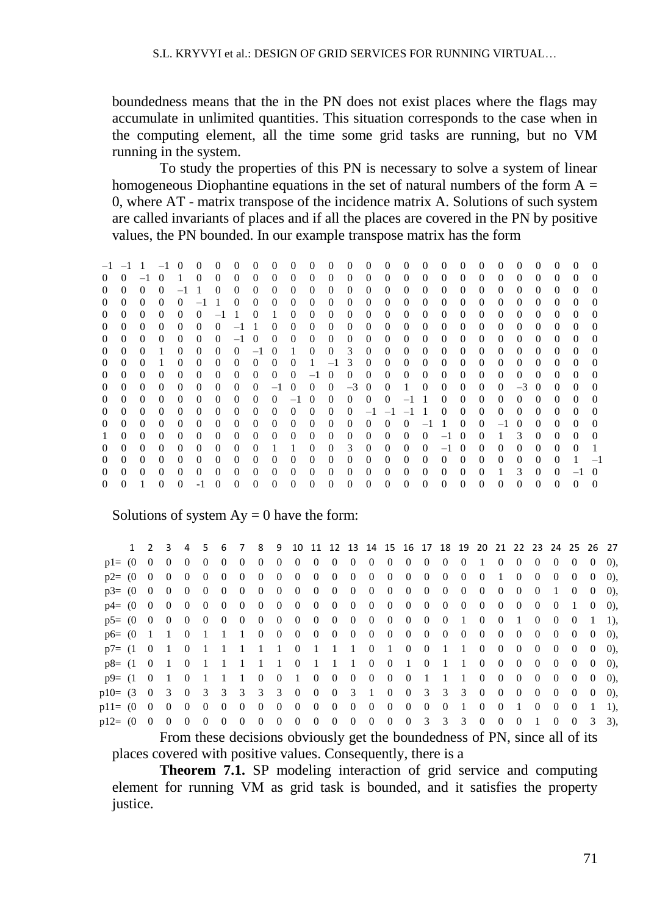boundedness means that the in the PN does not exist places where the flags may accumulate in unlimited quantities. This situation corresponds to the case when in the computing element, all the time some grid tasks are running, but no VM running in the system.

To study the properties of this PN is necessary to solve a system of linear homogeneous Diophantine equations in the set of natural numbers of the form A = 0, where AT - matrix transpose of the incidence matrix A. Solutions of such system are called invariants of places and if all the places are covered in the PN by positive values, the PN bounded. In our example transpose matrix has the form

$$
\begin{array}{ccccccccccccccccccccccccccc}
-1 & -1 & 1 & -1 & 0 & 0 & 0 & 0 & 0 & 0 & 0 & 0 & 0 & 0 & 0 & 0 & 0 & 0 & 0 & 0 & 0 & 0 & 0 & 0 & 0 & 0 & 0 \\
0 & 0 & -1 & 0 & 1 & 0 & 0 & 0 & 0 & 0 & 0 & 0 & 0 & 0 & 0 & 0 & 0 & 0 & 0 & 0 & 0 & 0 & 0 & 0 & 0 & 0 & 0 \\
0 & 0 & 0 & 0 & -1 & 1 & 0 & 0 & 0 & 0 & 0 & 0 & 0 & 0 & 0 & 0 & 0 & 0 & 0 & 0 & 0 & 0 & 0 & 0 & 0 & 0 & 0 \\
0 & 0 & 0 & 0 & 0 & -1 & 1 & 0 & 0 & 0 & 0 & 0 & 0 & 0 & 0 & 0 & 0 & 0 & 0 & 0 & 0 & 0 & 0 & 0 & 0 & 0 & 0 \\
0 & 0 & 0 & 0 & 0 & 0 & -1 & 1 & 0 & 1 & 0 & 0 & 0 & 0 & 0 & 0 & 0 & 0 & 0 & 0 & 0 & 0 & 0 & 0 & 0 & 0 & 0 \\
0 & 0 & 0 & 0 & 0 & 0 & 0 & -1 & 1 & 0 & 0 & 0 & 0 & 0 & 0 & 0 & 0 & 0 & 0 & 0 & 0 & 0 & 0 & 0 & 0 & 0 & 0 \\
0 & 0 & 0 & 0 & 0 & 0 & 0 & -1 & 0 & 0 & 0 & 0 & 0 & 0 & 0 & 0 & 0 & 0 & 0 & 0 & 0 & 0 & 0 & 0 & 0 & 0 & 0 \\
0 & 0 & 0 & 1 & 0 & 0 & 0 & 0 & -1 & 0 & 1 & 0 & 0 & 3 & 0 & 0 & 0 & 0 & 0 & 0 & 0 & 0 & 0 & 0 & 0 & 0 & 0 \\
0 & 0 & 0 & 1 & 0 & 0 & 0 & 0 & 0 & 0 & 0 & 1 & -1 & 3 & 0 & 0 & 0 & 0 & 0 & 0 & 0 & 0 & 0 & 0 & 0 & 0 & 0 \\
0 & 0 & 0 & 0 & 0 & 0 & 0 & 0 & 0 & 0 & 0 & -1 & 0 & 0 & 0 & 0 & 0 & 0 & 0 & 0 & 0 & 0 & 0 & 0 & 0 & 0 & 0 \\
0 & 0 & 0 & 0 & 0 & 0 & 0 & 0 & 0 & -1 & 0 & 0 & 0 & -3 & 0 & 0 & 1 & 0 & 0 & 0 & 0 & 0 & -3 & 0 & 0 & 0 & 0 \\
0 & 0 & 0 & 0 & 0 & 0 & 0 & 0 & 0 & 0 & -1 & 0 & 0 & 0 & 0 & 0 & -1 & 1 & 0 & 0 & 0 & 0 & 0 & 0 & 0 & 0 & 0 \\
0 & 0 & 0 & 0 & 0 & 0 & 0 & 0 & 0 & 0 & 0 & 0 & 0 & 0 & -1 & -1 & -1 & 1 & 0 & 0 & 0 & 0 & 0 & 0 & 0 & 0 & 0 \\
0 & 0 & 0 & 0 & 0 & 0 & 0 & 0 & 0 & 0 & 0 & 0 & 0 & 0 & 0 & 0 & 0 & -1 & 1 & 0 & 0 & -1 & 0 & 0 & 0 & 0 & 0 \\
1 & 0 & 0 & 0 & 0 & 0 & 0 & 0 & 0 & 0 & 0 & 0 & 0 & 0 & 0 & 0 & 0 & 0 & -1 & 0 & 0 & 1 & 3 & 0 & 0 & 0 & 0 \\
0 & 0 & 0 & 0 & 0 & 0 & 0 & 0 & 0 & 1 & 1 & 0 & 0 & 3 & 0 & 0 & 0 & 0 & -1 & 0 & 0 & 0 & 0 & 0 & 0 & 0 & 1 \\
0 & 0 & 0 & 0 & 0 & 0 & 0 & 0 & 0 & 0 & 0 & 0 & 0 & 0 & 0 & 0 & 0 & 0 & 0 & 0 & 0 & 0 & 0 & 0 & 0 & 1 & -1 \\
0 & 0 & 0 & 0 & 0 & 0 & 0 & 0 & 0 & 0 & 0 & 0 & 0 & 0 & 0 & 0 & 0 & 0 & 0 & 0 & 0 & 1 & 3 & 0 & 0 & -1 & 0 \\
0 & 0 & 1 & 0 & 0 & -1 & 0 & 0 & 0 & 0 & 0 & 0 & 0 & 0 & 0 & 0 & 0 & 0 & 0 & 0 & 0 & 0 & 0 & 0 & 0 & 0 & 0
\end{array}
$$

Solutions of system Ay = 0 have the form:

| | 1 | 2 | 3 | 4 | 5 | 6 | 7 | 8 | 9 | 10 | 11 | 12 | 13 | 14 | 15 | 16 | 17 | 18 | 19 | 20 | 21 | 22 | 23 | 24 | 25 | 26 | 27 |
|---|---|---|---|---|---|---|---|---|---|---|---|---|---|---|---|---|---|---|---|---|---|---|---|---|---|---|---|
| p1= | (0 | 0 | 0 | 0 | 0 | 0 | 0 | 0 | 0 | 0 | 0 | 0 | 0 | 0 | 0 | 0 | 0 | 0 | 0 | 1 | 0 | 0 | 0 | 0 | 0 | 0 | 0), |
| p2= | (0 | 0 | 0 | 0 | 0 | 0 | 0 | 0 | 0 | 0 | 0 | 0 | 0 | 0 | 0 | 0 | 0 | 0 | 0 | 0 | 1 | 0 | 0 | 0 | 0 | 0 | 0), |
| p3= | (0 | 0 | 0 | 0 | 0 | 0 | 0 | 0 | 0 | 0 | 0 | 0 | 0 | 0 | 0 | 0 | 0 | 0 | 0 | 0 | 0 | 0 | 1 | 0 | 0 | 0 | 0), |
| p4= | (0 | 0 | 0 | 0 | 0 | 0 | 0 | 0 | 0 | 0 | 0 | 0 | 0 | 0 | 0 | 0 | 0 | 0 | 0 | 0 | 0 | 0 | 0 | 1 | 0 | 0 | 0), |
| p5= | (0 | 0 | 0 | 0 | 0 | 0 | 0 | 0 | 0 | 0 | 0 | 0 | 0 | 0 | 0 | 0 | 0 | 0 | 1 | 0 | 0 | 1 | 0 | 0 | 0 | 1 | 1), |
| p6= | (0 | 1 | 1 | 0 | 1 | 1 | 1 | 0 | 0 | 0 | 0 | 0 | 0 | 0 | 0 | 0 | 0 | 0 | 0 | 0 | 0 | 0 | 0 | 0 | 0 | 0 | 0), |
| p7= | (1 | 0 | 1 | 0 | 1 | 1 | 1 | 1 | 1 | 0 | 1 | 1 | 1 | 0 | 1 | 0 | 0 | 1 | 1 | 0 | 0 | 0 | 0 | 0 | 0 | 0 | 0), |
| p8= | (1 | 0 | 1 | 0 | 1 | 1 | 1 | 1 | 1 | 0 | 1 | 1 | 1 | 0 | 0 | 1 | 0 | 1 | 1 | 0 | 0 | 0 | 0 | 0 | 0 | 0 | 0), |
| p9= | (1 | 0 | 1 | 0 | 1 | 1 | 1 | 0 | 0 | 1 | 0 | 0 | 0 | 0 | 0 | 0 | 1 | 1 | 1 | 0 | 0 | 0 | 0 | 0 | 0 | 0 | 0), |
| p10= | (3 | 0 | 3 | 0 | 3 | 3 | 3 | 3 | 3 | 0 | 0 | 0 | 3 | 1 | 0 | 0 | 3 | 3 | 3 | 0 | 0 | 0 | 0 | 0 | 0 | 0 | 0), |
| p11= | (0 | 0 | 0 | 0 | 0 | 0 | 0 | 0 | 0 | 0 | 0 | 0 | 0 | 0 | 0 | 0 | 0 | 0 | 1 | 0 | 0 | 1 | 0 | 0 | 0 | 1 | 1), |
| p12= | (0 | 0 | 0 | 0 | 0 | 0 | 0 | 0 | 0 | 0 | 0 | 0 | 0 | 0 | 0 | 0 | 3 | 3 | 3 | 0 | 0 | 0 | 1 | 0 | 0 | 3 | 3), |

From these decisions obviously get the boundedness of PN, since all of its places covered with positive values. Consequently, there is a

**Theorem 7.1.** SP modeling interaction of grid service and computing element for running VM as grid task is bounded, and it satisfies the property justice.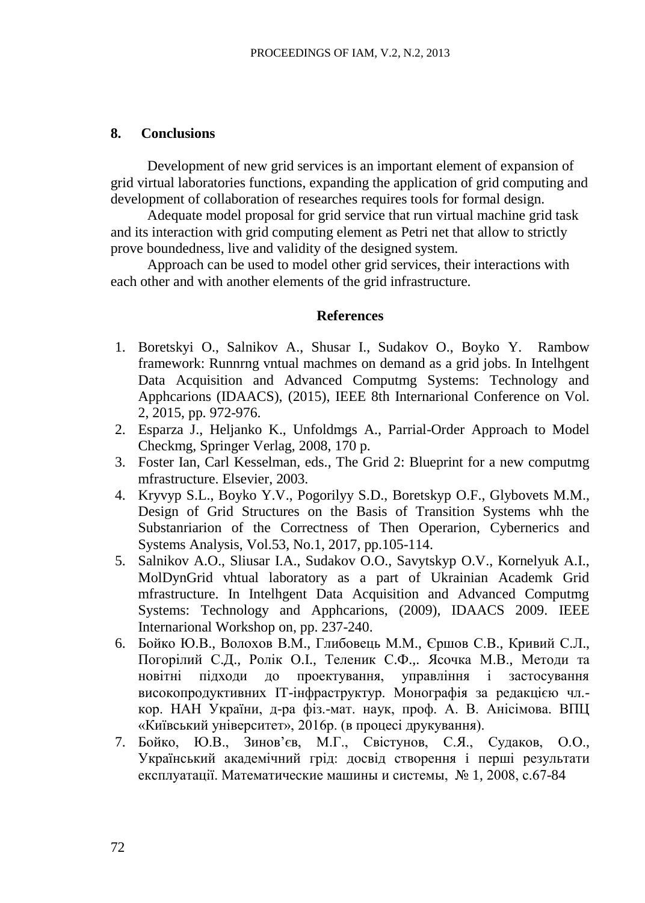## 8. Conclusions

Development of new grid services is an important element of expansion of grid virtual laboratories functions, expanding the application of grid computing and development of collaboration of researches requires tools for formal design.

Adequate model proposal for grid service that run virtual machine grid task and its interaction with grid computing element as Petri net that allow to strictly prove boundedness, live and validity of the designed system.

Approach can be used to model other grid services, their interactions with each other and with another elements of the grid infrastructure.

## References

1. Boretskyi O., Salnikov A., Shusar I., Sudakov O., Boyko Y. Rambow framework: Runnrng vntual machmes on demand as a grid jobs. In Intelhgent Data Acquisition and Advanced Computmg Systems: Technology and Apphcarions (IDAACS), (2015), IEEE 8th Internarional Conference on Vol. 2, 2015, pp. 972-976.
2. Esparza J., Heljanko K., Unfoldmgs A., Parrial-Order Approach to Model Checkmg, Springer Verlag, 2008, 170 p.
3. Foster Ian, Carl Kesselman, eds., The Grid 2: Blueprint for a new computmg mfrastructure. Elsevier, 2003.
4. Kryvyp S.L., Boyko Y.V., Pogorilyy S.D., Boretskyp O.F., Glybovets M.M., Design of Grid Structures on the Basis of Transition Systems whh the Substanriarion of the Correctness of Then Operarion, Cybernerics and Systems Analysis, Vol.53, No.1, 2017, pp.105-114.
5. Salnikov A.O., Sliusar I.A., Sudakov O.O., Savytskyp O.V., Kornelyuk A.I., MolDynGrid vhtual laboratory as a part of Ukrainian Academk Grid mfrastructure. In Intelhgent Data Acquisition and Advanced Computmg Systems: Technology and Apphcarions, (2009), IDAACS 2009. IEEE Internarional Workshop on, pp. 237-240.
6. Бойко Ю.В., Волохов В.М., Глибовець М.М., Єршов С.В., Кривий С.Л., Погорілий С.Д., Ролік О.І., Теленик С.Ф.,. Ясочка М.В., Методи та новітні підходи до проектування, управління і застосування високопродуктивних ІТ-інфраструктур. Монографія за редакцією чл.-кор. НАН України, д-ра фіз.-мат. наук, проф. А. В. Анісімова. ВПЦ «Київський університет», 2016р. (в процесі друкування).
7. Бойко, Ю.В., Зинов'єв, М.Г., Свістунов, С.Я., Судаков, О.О., Український академічний грід: досвід створення і перші результати експлуатації. Математические машины и системы, № 1, 2008, с.67-84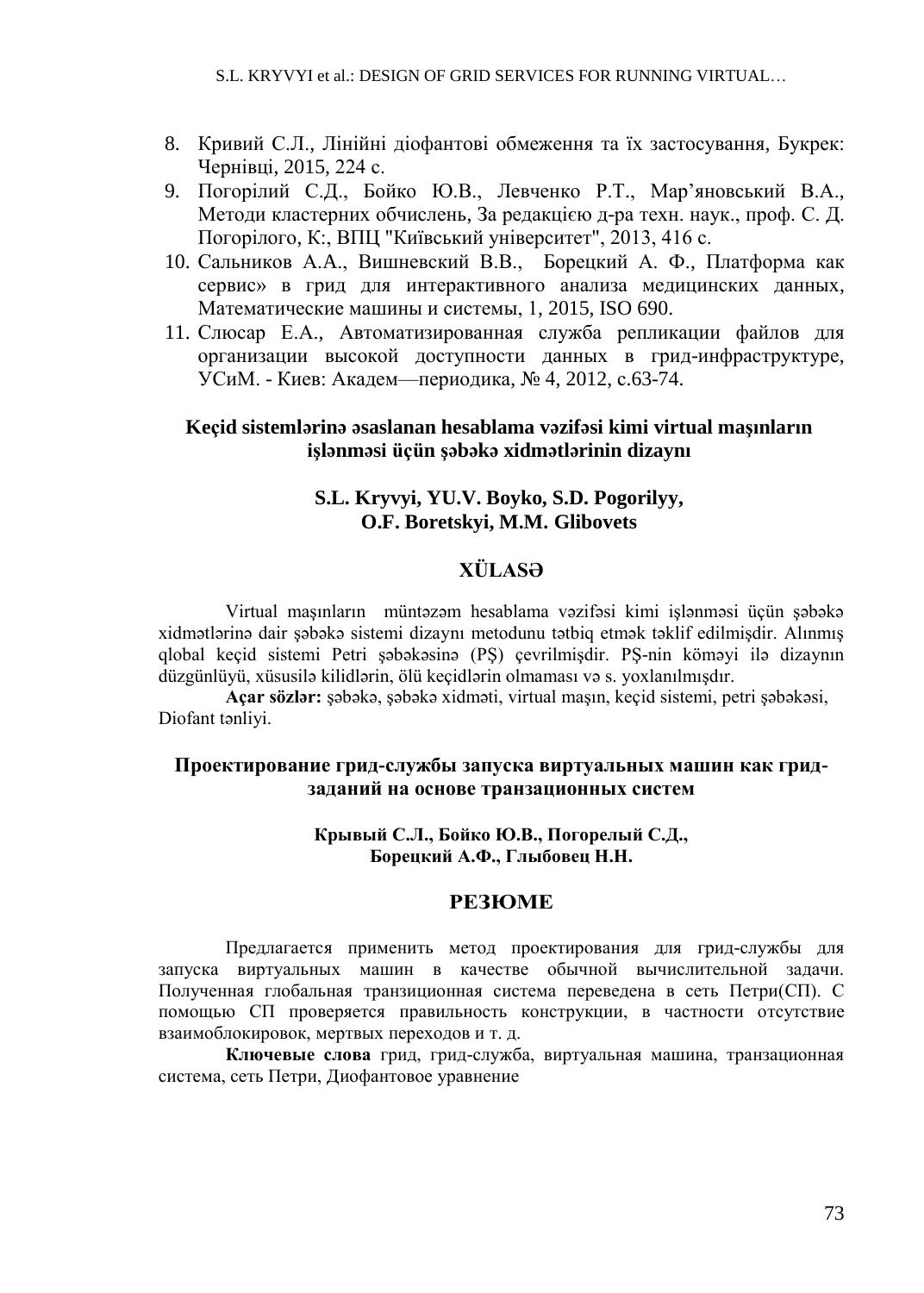8. Кривий С.Л., Лінійні діофантові обмеження та їх застосування, Букрек: Чернівці, 2015, 224 с.
9. Погорілий С.Д., Бойко Ю.В., Левченко Р.Т., Мар'яновський В.А., Методи кластерних обчислень, За редакцією д-ра техн. наук., проф. С. Д. Погорілого, К:, ВПЦ "Київський університет", 2013, 416 с.
10. Сальников А.А., Вишневский В.В., Борецкий А. Ф., Платформа как сервис» в грид для интерактивного анализа медицинских данных, Математические машины и системы, 1, 2015, ISO 690.
11. Слюсар Е.А., Автоматизированная служба репликации файлов для организации высокой доступности данных в грид-инфраструктуре, УСиМ. - Киев: Академ—периодика, № 4, 2012, с.63-74.

## Keçid sistemlərinə əsaslanan hesablama vəzifəsi kimi virtual maşınların işlənməsi üçün şəbəkə xidmətlərinin dizaynı

**S.L. Kryvyi, YU.V. Boyko, S.D. Pogorilyy, O.F. Boretskyi, M.M. Glibovets**

### XÜLASƏ

Virtual maşınların müntəzəm hesablama vəzifəsi kimi işlənməsi üçün şəbəkə xidmətlərinə dair şəbəkə sistemi dizaynı metodunu tətbiq etmək təklif edilmişdir. Alınmış qlobal keçid sistemi Petri şəbəkəsinə (PŞ) çevrilmişdir. PŞ-nin köməyi ilə dizaynın düzgünlüyü, xüsusilə kilidlərin, ölü keçidlərin olmaması və s. yoxlanılmışdır.

**Açar sözlər:** şəbəkə, şəbəkə xidməti, virtual maşın, keçid sistemi, petri şəbəkəsi, Diofant tənliyi.

## Проектирование грид-службы запуска виртуальных машин как грид-заданий на основе транзационных систем

**Крывый С.Л., Бойко Ю.В., Погорелый С.Д., Борецкий А.Ф., Глыбовец Н.Н.**

### РЕЗЮМЕ

Предлагается применить метод проектирования для грид-службы для запуска виртуальных машин в качестве обычной вычислительной задачи. Полученная глобальная транзиционная система переведена в сеть Петри(СП). С помощью СП проверяется правильность конструкции, в частности отсутствие взаимоблокировок, мертвых переходов и т. д.

**Ключевые слова** грид, грид-служба, виртуальная машина, транзационная система, сеть Петри, Диофантовое уравнение